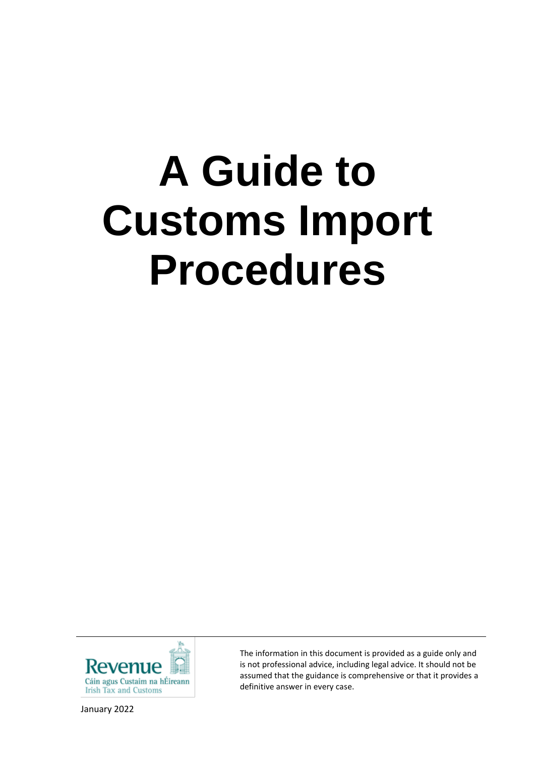# A Guide to Customs Import Procedures

Revenue
Cáin agus Custaim na hÉireann
Irish Tax and Customs

The information in this document is provided as a guide only and is not professional advice, including legal advice. It should not be assumed that the guidance is comprehensive or that it provides a definitive answer in every case.

January 2022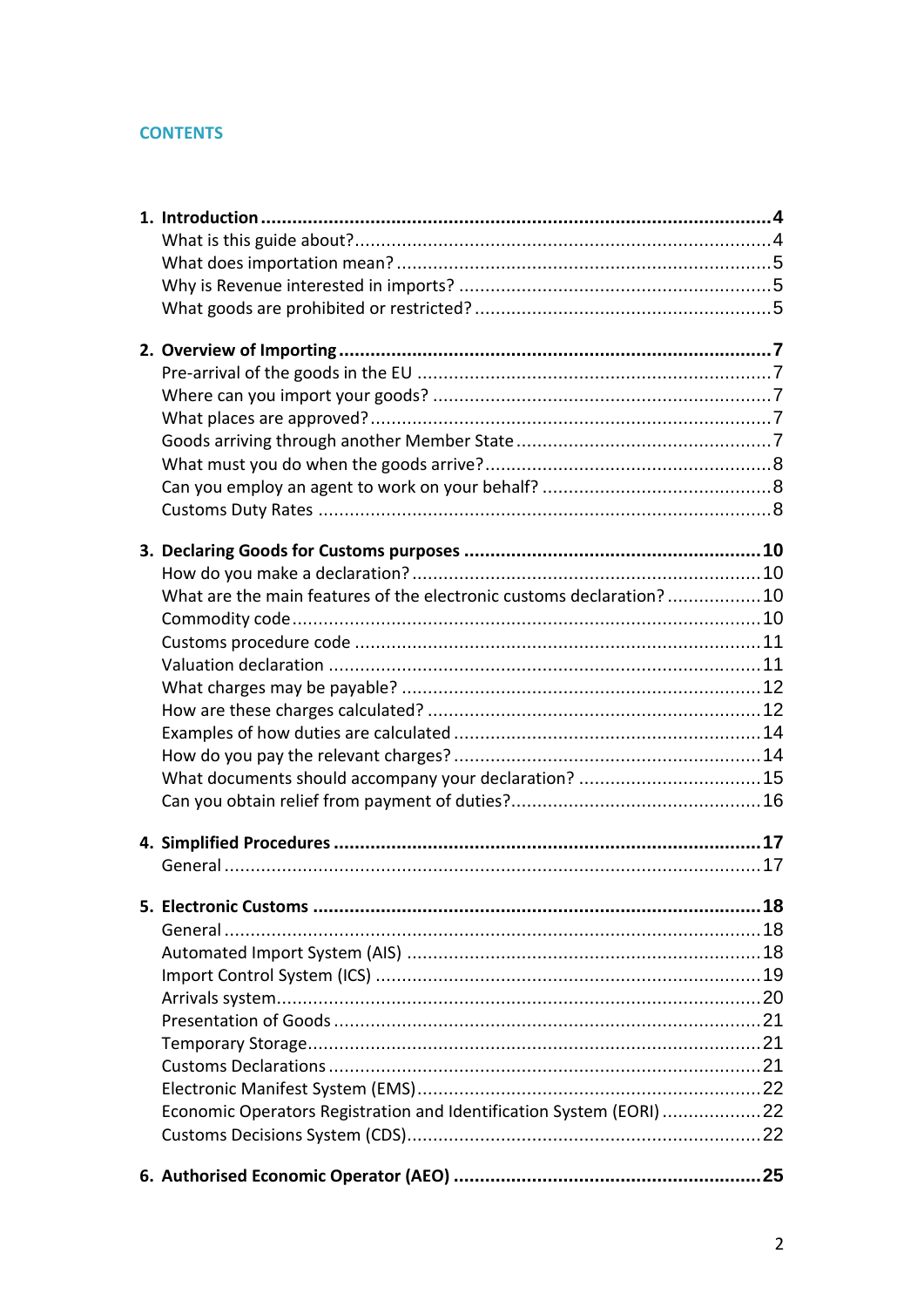## CONTENTS

**1. Introduction** .......... **4**
- What is this guide about? .......... 4
- What does importation mean? .......... 5
- Why is Revenue interested in imports? .......... 5
- What goods are prohibited or restricted? .......... 5

**2. Overview of Importing** .......... **7**
- Pre-arrival of the goods in the EU .......... 7
- Where can you import your goods? .......... 7
- What places are approved? .......... 7
- Goods arriving through another Member State .......... 7
- What must you do when the goods arrive? .......... 8
- Can you employ an agent to work on your behalf? .......... 8
- Customs Duty Rates .......... 8

**3. Declaring Goods for Customs purposes** .......... **10**
- How do you make a declaration? .......... 10
- What are the main features of the electronic customs declaration? .......... 10
- Commodity code .......... 10
- Customs procedure code .......... 11
- Valuation declaration .......... 11
- What charges may be payable? .......... 12
- How are these charges calculated? .......... 12
- Examples of how duties are calculated .......... 14
- How do you pay the relevant charges? .......... 14
- What documents should accompany your declaration? .......... 15
- Can you obtain relief from payment of duties? .......... 16

**4. Simplified Procedures** .......... **17**
- General .......... 17

**5. Electronic Customs** .......... **18**
- General .......... 18
- Automated Import System (AIS) .......... 18
- Import Control System (ICS) .......... 19
- Arrivals system .......... 20
- Presentation of Goods .......... 21
- Temporary Storage .......... 21
- Customs Declarations .......... 21
- Electronic Manifest System (EMS) .......... 22
- Economic Operators Registration and Identification System (EORI) .......... 22
- Customs Decisions System (CDS) .......... 22

**6. Authorised Economic Operator (AEO)** .......... **25**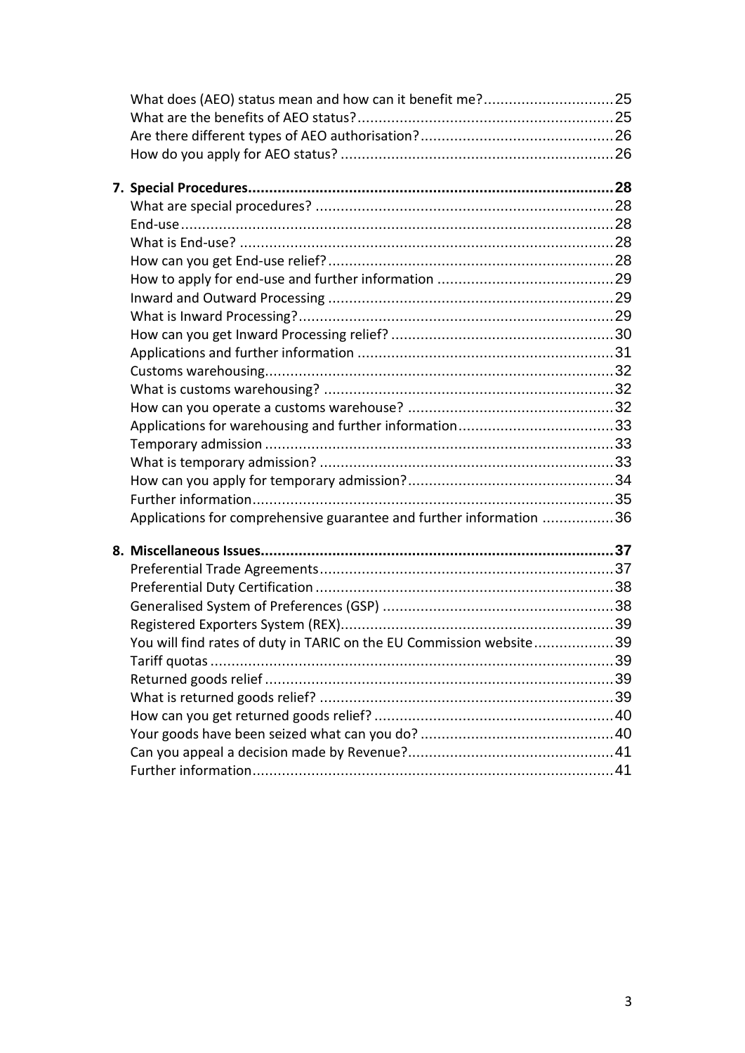What does (AEO) status mean and how can it benefit me? ... 25
What are the benefits of AEO status? ... 25
Are there different types of AEO authorisation? ... 26
How do you apply for AEO status? ... 26

**7. Special Procedures ... 28**

What are special procedures? ... 28
End-use ... 28
What is End-use? ... 28
How can you get End-use relief? ... 28
How to apply for end-use and further information ... 29
Inward and Outward Processing ... 29
What is Inward Processing? ... 29
How can you get Inward Processing relief? ... 30
Applications and further information ... 31
Customs warehousing ... 32
What is customs warehousing? ... 32
How can you operate a customs warehouse? ... 32
Applications for warehousing and further information ... 33
Temporary admission ... 33
What is temporary admission? ... 33
How can you apply for temporary admission? ... 34
Further information ... 35
Applications for comprehensive guarantee and further information ... 36

**8. Miscellaneous Issues ... 37**

Preferential Trade Agreements ... 37
Preferential Duty Certification ... 38
Generalised System of Preferences (GSP) ... 38
Registered Exporters System (REX) ... 39
You will find rates of duty in TARIC on the EU Commission website ... 39
Tariff quotas ... 39
Returned goods relief ... 39
What is returned goods relief? ... 39
How can you get returned goods relief? ... 40
Your goods have been seized what can you do? ... 40
Can you appeal a decision made by Revenue? ... 41
Further information ... 41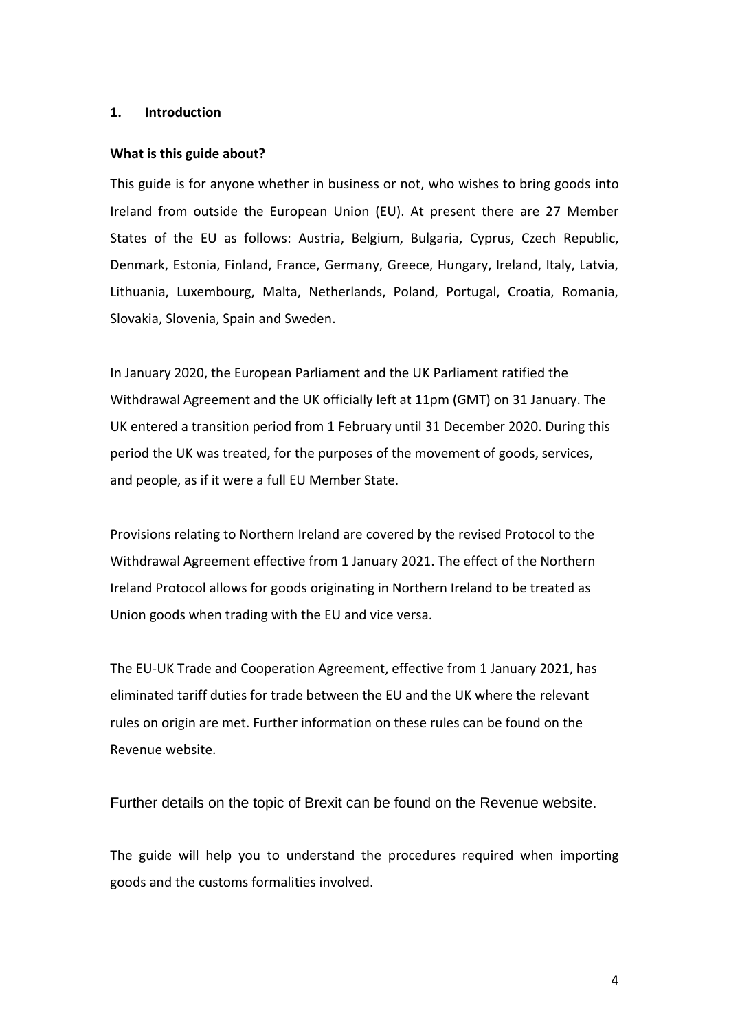## 1. Introduction

**What is this guide about?**

This guide is for anyone whether in business or not, who wishes to bring goods into Ireland from outside the European Union (EU). At present there are 27 Member States of the EU as follows: Austria, Belgium, Bulgaria, Cyprus, Czech Republic, Denmark, Estonia, Finland, France, Germany, Greece, Hungary, Ireland, Italy, Latvia, Lithuania, Luxembourg, Malta, Netherlands, Poland, Portugal, Croatia, Romania, Slovakia, Slovenia, Spain and Sweden.

In January 2020, the European Parliament and the UK Parliament ratified the Withdrawal Agreement and the UK officially left at 11pm (GMT) on 31 January. The UK entered a transition period from 1 February until 31 December 2020. During this period the UK was treated, for the purposes of the movement of goods, services, and people, as if it were a full EU Member State.

Provisions relating to Northern Ireland are covered by the revised Protocol to the Withdrawal Agreement effective from 1 January 2021. The effect of the Northern Ireland Protocol allows for goods originating in Northern Ireland to be treated as Union goods when trading with the EU and vice versa.

The EU-UK Trade and Cooperation Agreement, effective from 1 January 2021, has eliminated tariff duties for trade between the EU and the UK where the relevant rules on origin are met. Further information on these rules can be found on the Revenue website.

Further details on the topic of Brexit can be found on the Revenue website.

The guide will help you to understand the procedures required when importing goods and the customs formalities involved.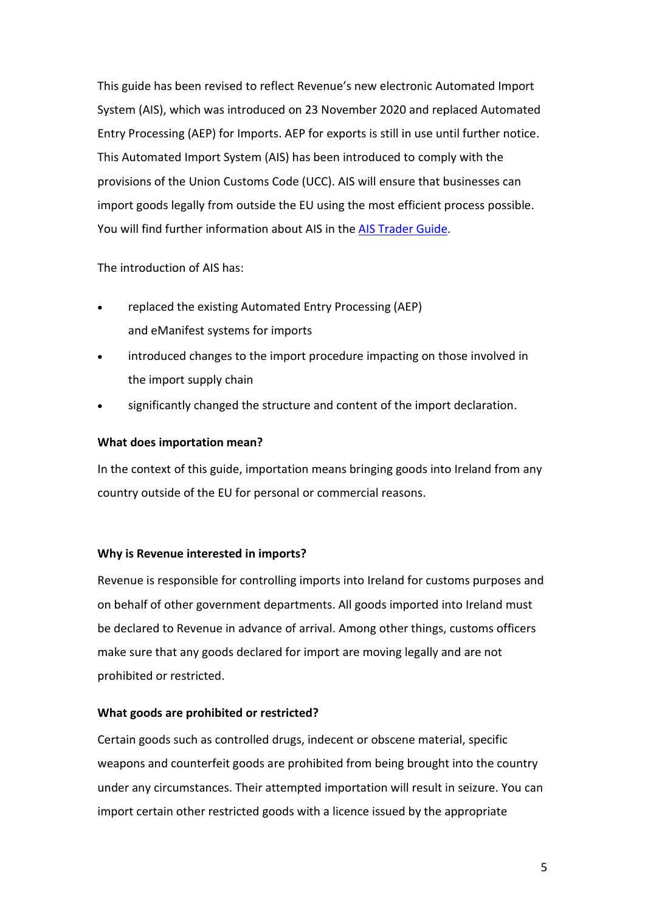This guide has been revised to reflect Revenue's new electronic Automated Import System (AIS), which was introduced on 23 November 2020 and replaced Automated Entry Processing (AEP) for Imports. AEP for exports is still in use until further notice. This Automated Import System (AIS) has been introduced to comply with the provisions of the Union Customs Code (UCC). AIS will ensure that businesses can import goods legally from outside the EU using the most efficient process possible. You will find further information about AIS in the [AIS Trader Guide](AIS Trader Guide).

The introduction of AIS has:

- replaced the existing Automated Entry Processing (AEP) and eManifest systems for imports
- introduced changes to the import procedure impacting on those involved in the import supply chain
- significantly changed the structure and content of the import declaration.

**What does importation mean?**

In the context of this guide, importation means bringing goods into Ireland from any country outside of the EU for personal or commercial reasons.

**Why is Revenue interested in imports?**

Revenue is responsible for controlling imports into Ireland for customs purposes and on behalf of other government departments. All goods imported into Ireland must be declared to Revenue in advance of arrival. Among other things, customs officers make sure that any goods declared for import are moving legally and are not prohibited or restricted.

**What goods are prohibited or restricted?**

Certain goods such as controlled drugs, indecent or obscene material, specific weapons and counterfeit goods are prohibited from being brought into the country under any circumstances. Their attempted importation will result in seizure. You can import certain other restricted goods with a licence issued by the appropriate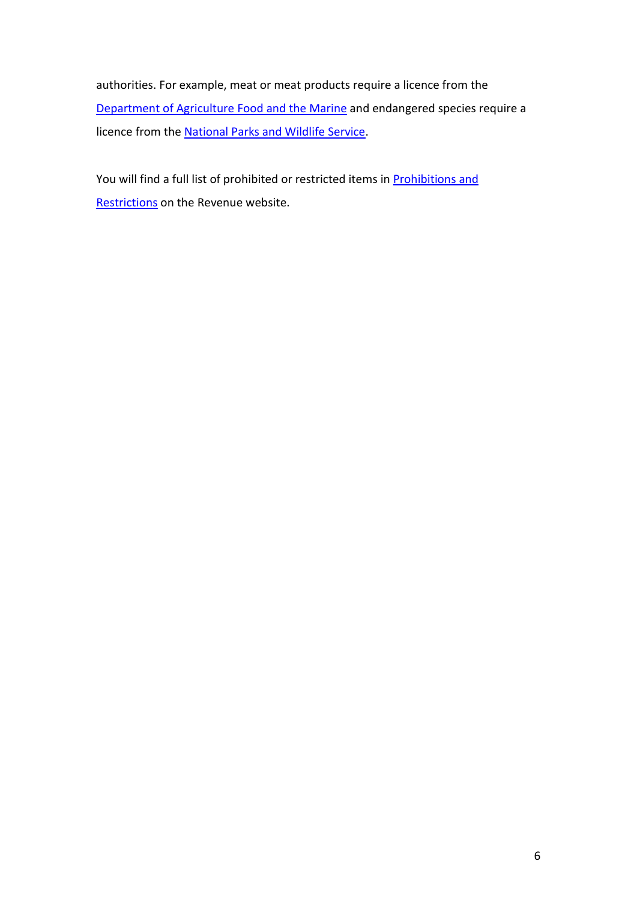authorities. For example, meat or meat products require a licence from the Department of Agriculture Food and the Marine and endangered species require a licence from the National Parks and Wildlife Service.

You will find a full list of prohibited or restricted items in Prohibitions and Restrictions on the Revenue website.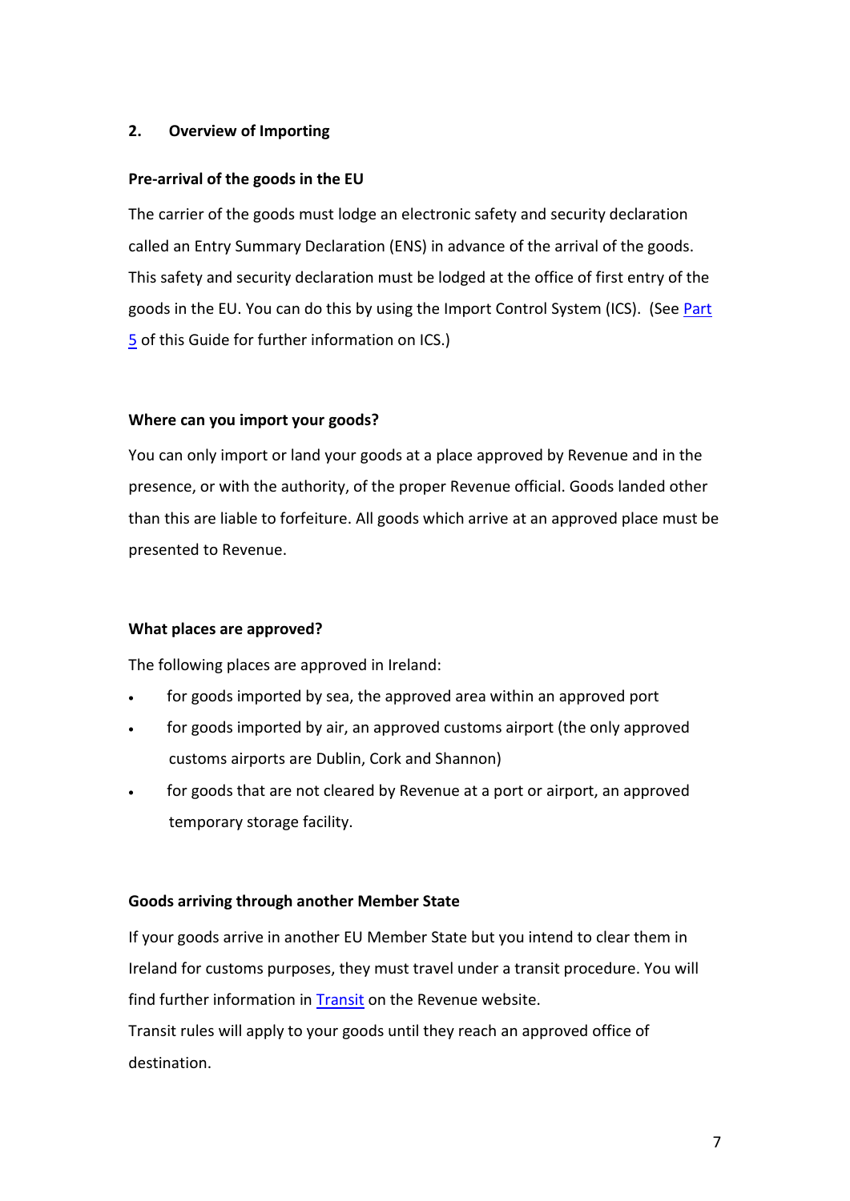## 2. Overview of Importing

**Pre-arrival of the goods in the EU**

The carrier of the goods must lodge an electronic safety and security declaration called an Entry Summary Declaration (ENS) in advance of the arrival of the goods. This safety and security declaration must be lodged at the office of first entry of the goods in the EU. You can do this by using the Import Control System (ICS). (See Part 5 of this Guide for further information on ICS.)

**Where can you import your goods?**

You can only import or land your goods at a place approved by Revenue and in the presence, or with the authority, of the proper Revenue official. Goods landed other than this are liable to forfeiture. All goods which arrive at an approved place must be presented to Revenue.

**What places are approved?**

The following places are approved in Ireland:

- for goods imported by sea, the approved area within an approved port
- for goods imported by air, an approved customs airport (the only approved customs airports are Dublin, Cork and Shannon)
- for goods that are not cleared by Revenue at a port or airport, an approved temporary storage facility.

**Goods arriving through another Member State**

If your goods arrive in another EU Member State but you intend to clear them in Ireland for customs purposes, they must travel under a transit procedure. You will find further information in Transit on the Revenue website.

Transit rules will apply to your goods until they reach an approved office of destination.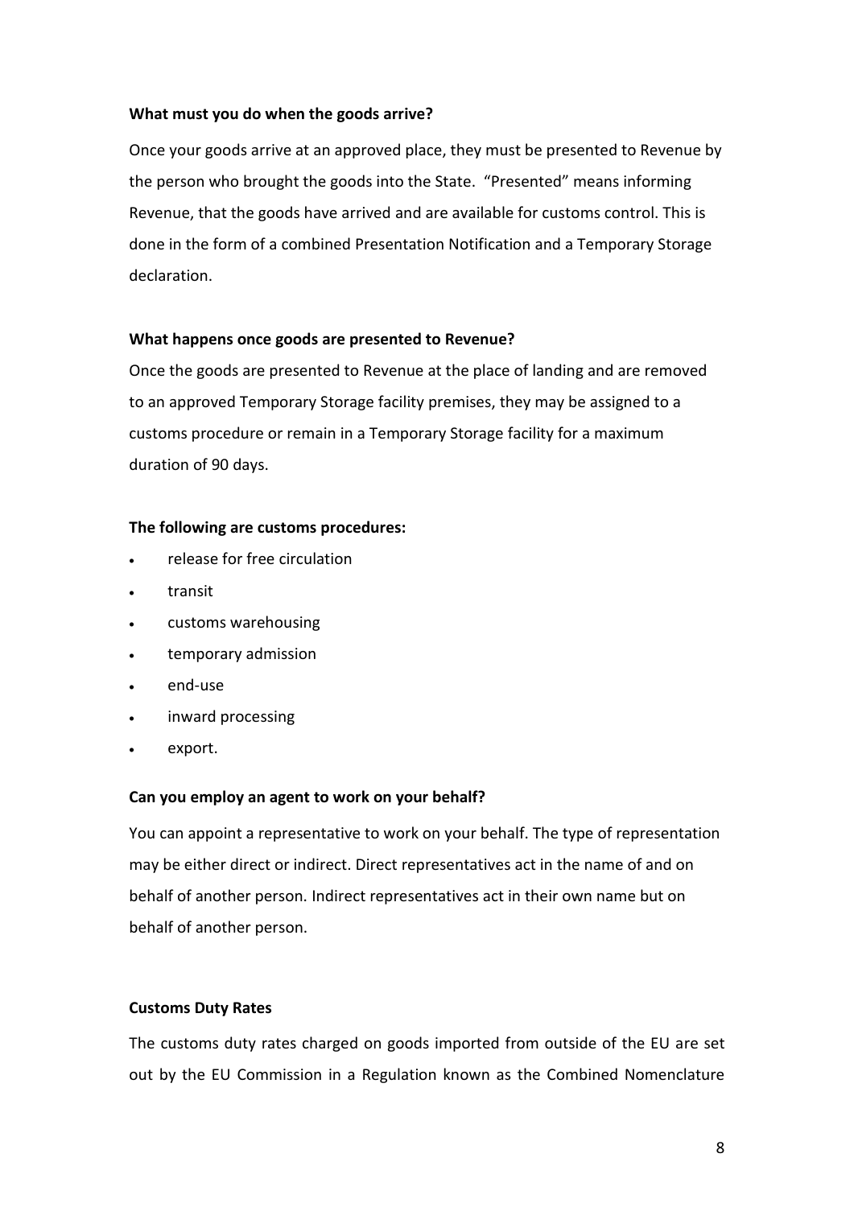**What must you do when the goods arrive?**

Once your goods arrive at an approved place, they must be presented to Revenue by the person who brought the goods into the State. "Presented" means informing Revenue, that the goods have arrived and are available for customs control. This is done in the form of a combined Presentation Notification and a Temporary Storage declaration.

**What happens once goods are presented to Revenue?**

Once the goods are presented to Revenue at the place of landing and are removed to an approved Temporary Storage facility premises, they may be assigned to a customs procedure or remain in a Temporary Storage facility for a maximum duration of 90 days.

**The following are customs procedures:**

- release for free circulation
- transit
- customs warehousing
- temporary admission
- end-use
- inward processing
- export.

**Can you employ an agent to work on your behalf?**

You can appoint a representative to work on your behalf. The type of representation may be either direct or indirect. Direct representatives act in the name of and on behalf of another person. Indirect representatives act in their own name but on behalf of another person.

**Customs Duty Rates**

The customs duty rates charged on goods imported from outside of the EU are set out by the EU Commission in a Regulation known as the Combined Nomenclature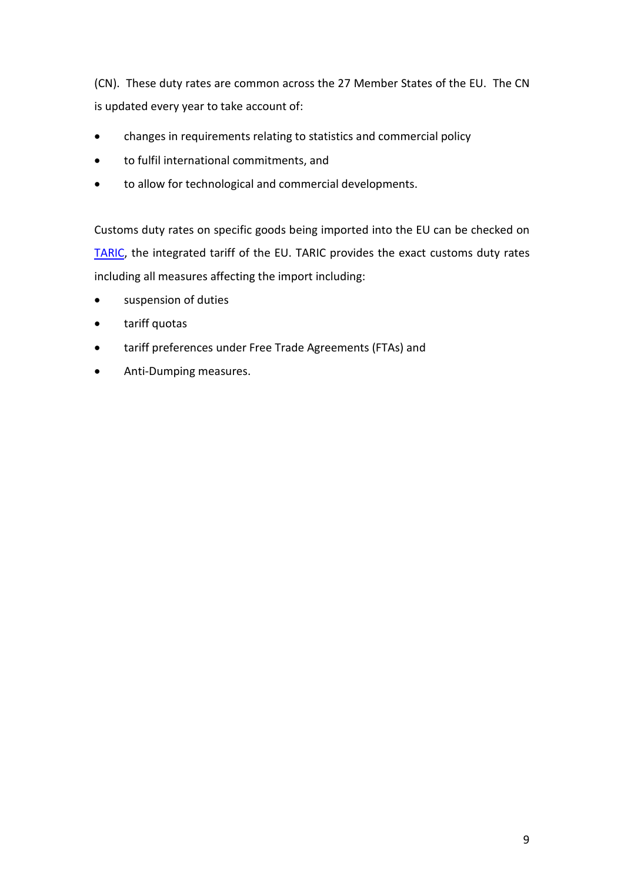(CN). These duty rates are common across the 27 Member States of the EU. The CN is updated every year to take account of:

- changes in requirements relating to statistics and commercial policy
- to fulfil international commitments, and
- to allow for technological and commercial developments.

Customs duty rates on specific goods being imported into the EU can be checked on TARIC, the integrated tariff of the EU. TARIC provides the exact customs duty rates including all measures affecting the import including:

- suspension of duties
- tariff quotas
- tariff preferences under Free Trade Agreements (FTAs) and
- Anti-Dumping measures.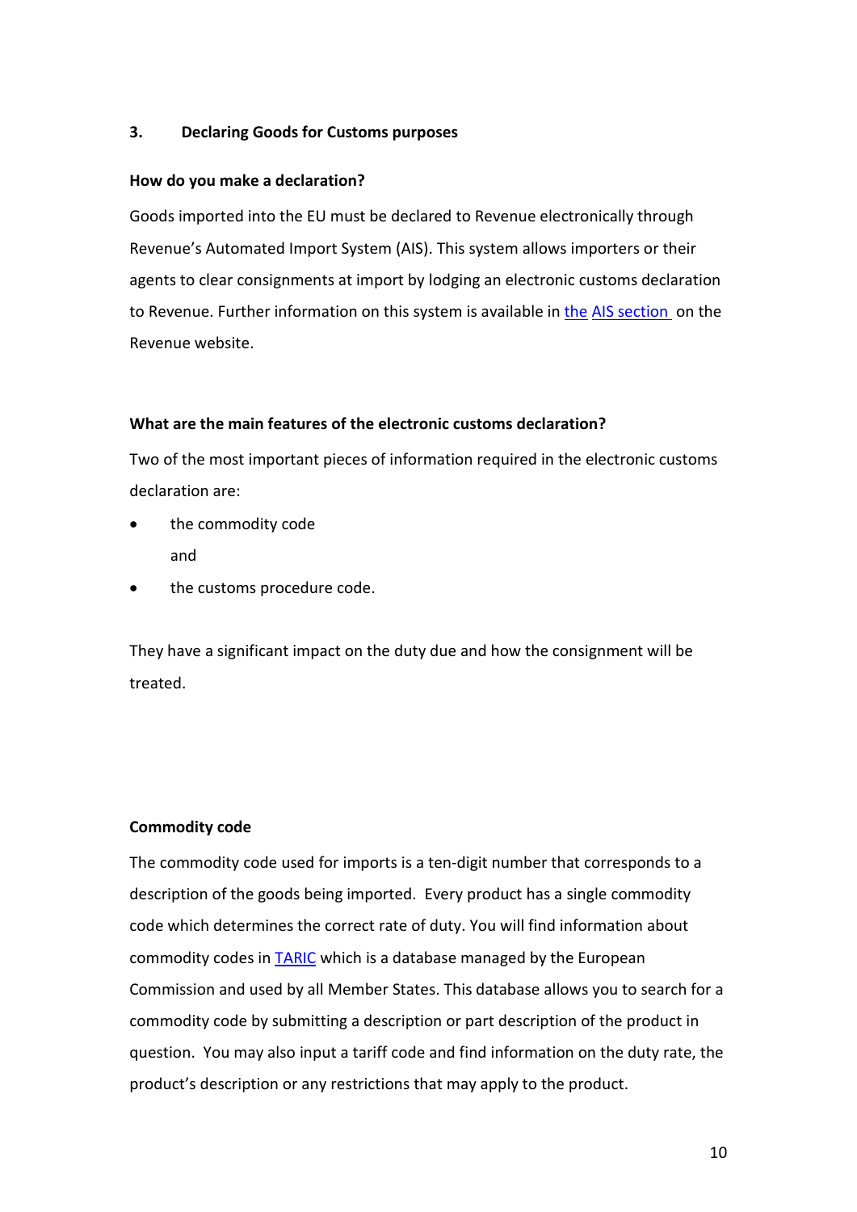## 3. Declaring Goods for Customs purposes

**How do you make a declaration?**

Goods imported into the EU must be declared to Revenue electronically through Revenue's Automated Import System (AIS). This system allows importers or their agents to clear consignments at import by lodging an electronic customs declaration to Revenue. Further information on this system is available in the AIS section on the Revenue website.

**What are the main features of the electronic customs declaration?**

Two of the most important pieces of information required in the electronic customs declaration are:

- the commodity code

  and
- the customs procedure code.

They have a significant impact on the duty due and how the consignment will be treated.

**Commodity code**

The commodity code used for imports is a ten-digit number that corresponds to a description of the goods being imported. Every product has a single commodity code which determines the correct rate of duty. You will find information about commodity codes in TARIC which is a database managed by the European Commission and used by all Member States. This database allows you to search for a commodity code by submitting a description or part description of the product in question. You may also input a tariff code and find information on the duty rate, the product's description or any restrictions that may apply to the product.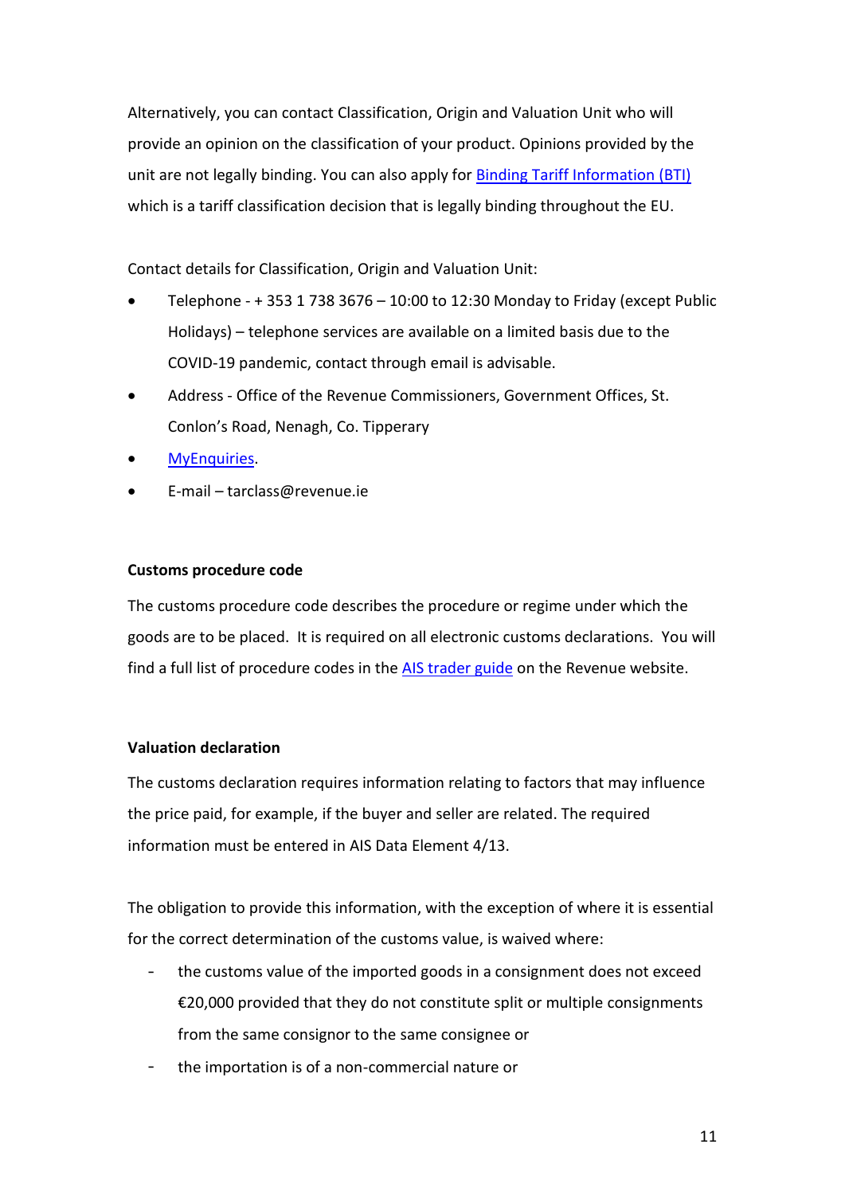Alternatively, you can contact Classification, Origin and Valuation Unit who will provide an opinion on the classification of your product. Opinions provided by the unit are not legally binding. You can also apply for [Binding Tariff Information (BTI)] which is a tariff classification decision that is legally binding throughout the EU.

Contact details for Classification, Origin and Valuation Unit:

- Telephone - + 353 1 738 3676 – 10:00 to 12:30 Monday to Friday (except Public Holidays) – telephone services are available on a limited basis due to the COVID-19 pandemic, contact through email is advisable.
- Address - Office of the Revenue Commissioners, Government Offices, St. Conlon's Road, Nenagh, Co. Tipperary
- MyEnquiries.
- E-mail – tarclass@revenue.ie

**Customs procedure code**

The customs procedure code describes the procedure or regime under which the goods are to be placed. It is required on all electronic customs declarations. You will find a full list of procedure codes in the AIS trader guide on the Revenue website.

**Valuation declaration**

The customs declaration requires information relating to factors that may influence the price paid, for example, if the buyer and seller are related. The required information must be entered in AIS Data Element 4/13.

The obligation to provide this information, with the exception of where it is essential for the correct determination of the customs value, is waived where:

- the customs value of the imported goods in a consignment does not exceed €20,000 provided that they do not constitute split or multiple consignments from the same consignor to the same consignee or
- the importation is of a non-commercial nature or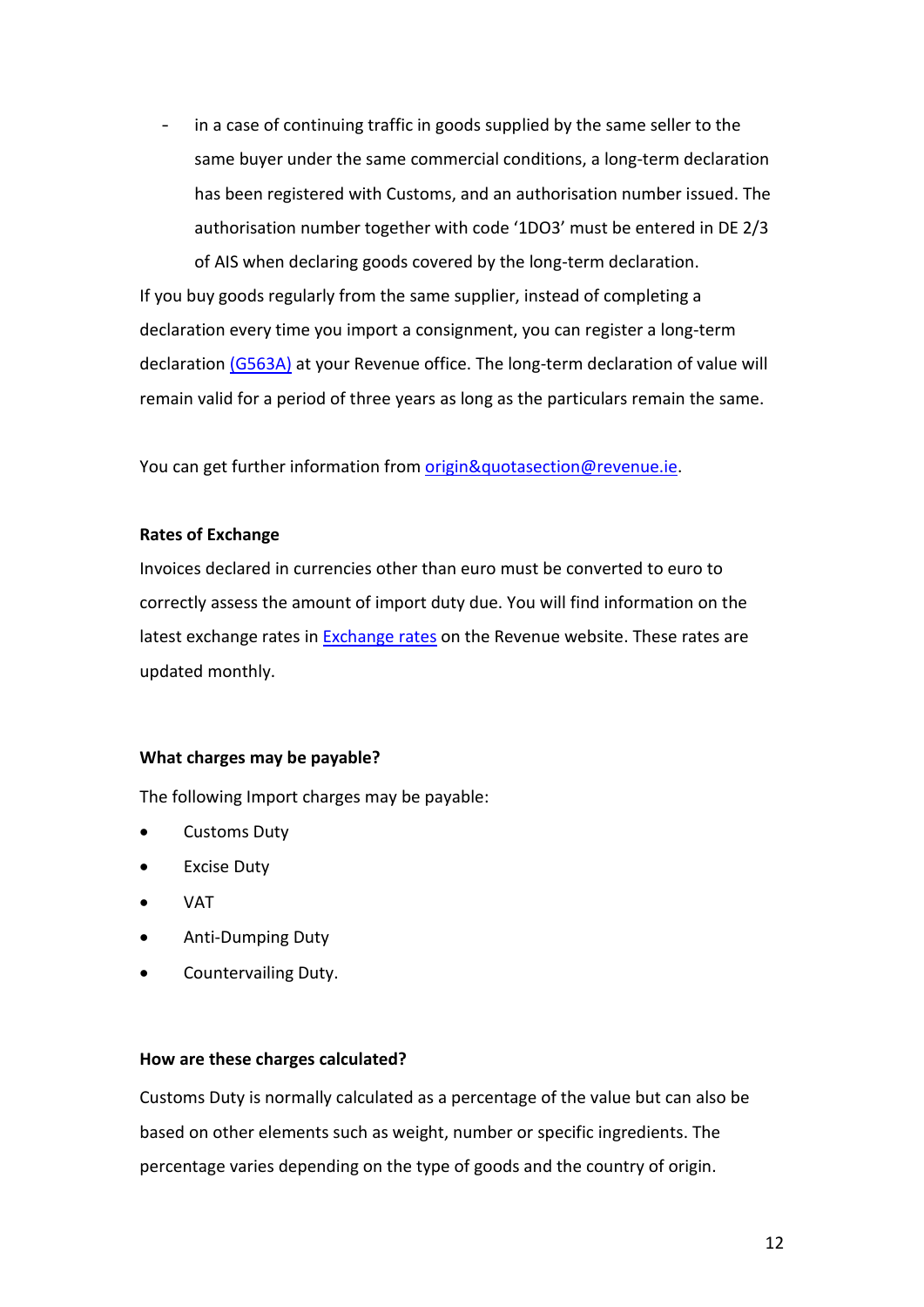- in a case of continuing traffic in goods supplied by the same seller to the same buyer under the same commercial conditions, a long-term declaration has been registered with Customs, and an authorisation number issued. The authorisation number together with code '1DO3' must be entered in DE 2/3 of AIS when declaring goods covered by the long-term declaration.

If you buy goods regularly from the same supplier, instead of completing a declaration every time you import a consignment, you can register a long-term declaration (G563A) at your Revenue office. The long-term declaration of value will remain valid for a period of three years as long as the particulars remain the same.

You can get further information from origin&quotasection@revenue.ie.

**Rates of Exchange**

Invoices declared in currencies other than euro must be converted to euro to correctly assess the amount of import duty due. You will find information on the latest exchange rates in Exchange rates on the Revenue website. These rates are updated monthly.

**What charges may be payable?**

The following Import charges may be payable:

- Customs Duty
- Excise Duty
- VAT
- Anti-Dumping Duty
- Countervailing Duty.

**How are these charges calculated?**

Customs Duty is normally calculated as a percentage of the value but can also be based on other elements such as weight, number or specific ingredients. The percentage varies depending on the type of goods and the country of origin.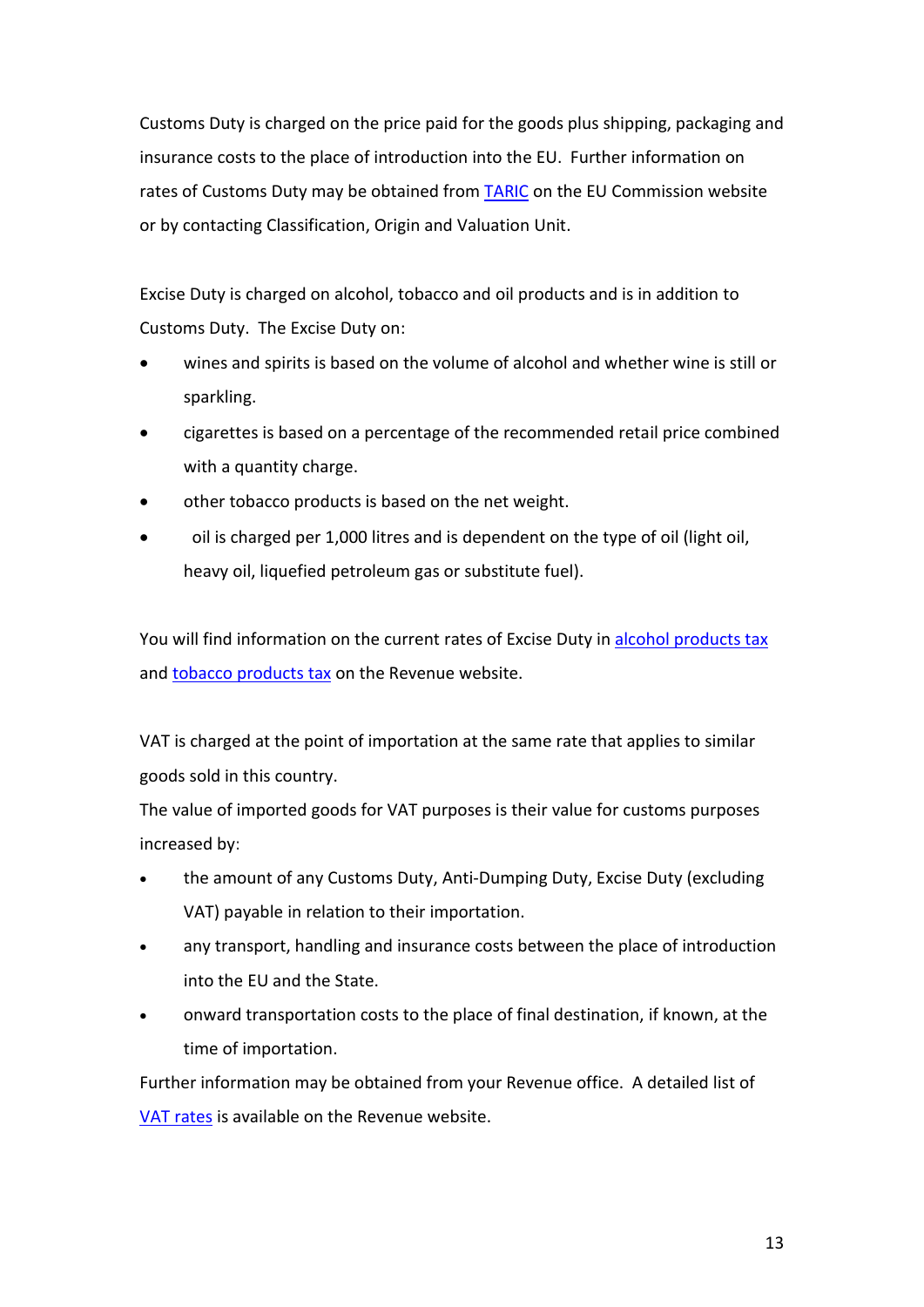Customs Duty is charged on the price paid for the goods plus shipping, packaging and insurance costs to the place of introduction into the EU.  Further information on rates of Customs Duty may be obtained from TARIC on the EU Commission website or by contacting Classification, Origin and Valuation Unit.

Excise Duty is charged on alcohol, tobacco and oil products and is in addition to Customs Duty.  The Excise Duty on:

- wines and spirits is based on the volume of alcohol and whether wine is still or sparkling.
- cigarettes is based on a percentage of the recommended retail price combined with a quantity charge.
- other tobacco products is based on the net weight.
- oil is charged per 1,000 litres and is dependent on the type of oil (light oil, heavy oil, liquefied petroleum gas or substitute fuel).

You will find information on the current rates of Excise Duty in alcohol products tax and tobacco products tax on the Revenue website.

VAT is charged at the point of importation at the same rate that applies to similar goods sold in this country.
The value of imported goods for VAT purposes is their value for customs purposes increased by:

- the amount of any Customs Duty, Anti-Dumping Duty, Excise Duty (excluding VAT) payable in relation to their importation.
- any transport, handling and insurance costs between the place of introduction into the EU and the State.
- onward transportation costs to the place of final destination, if known, at the time of importation.

Further information may be obtained from your Revenue office.  A detailed list of VAT rates is available on the Revenue website.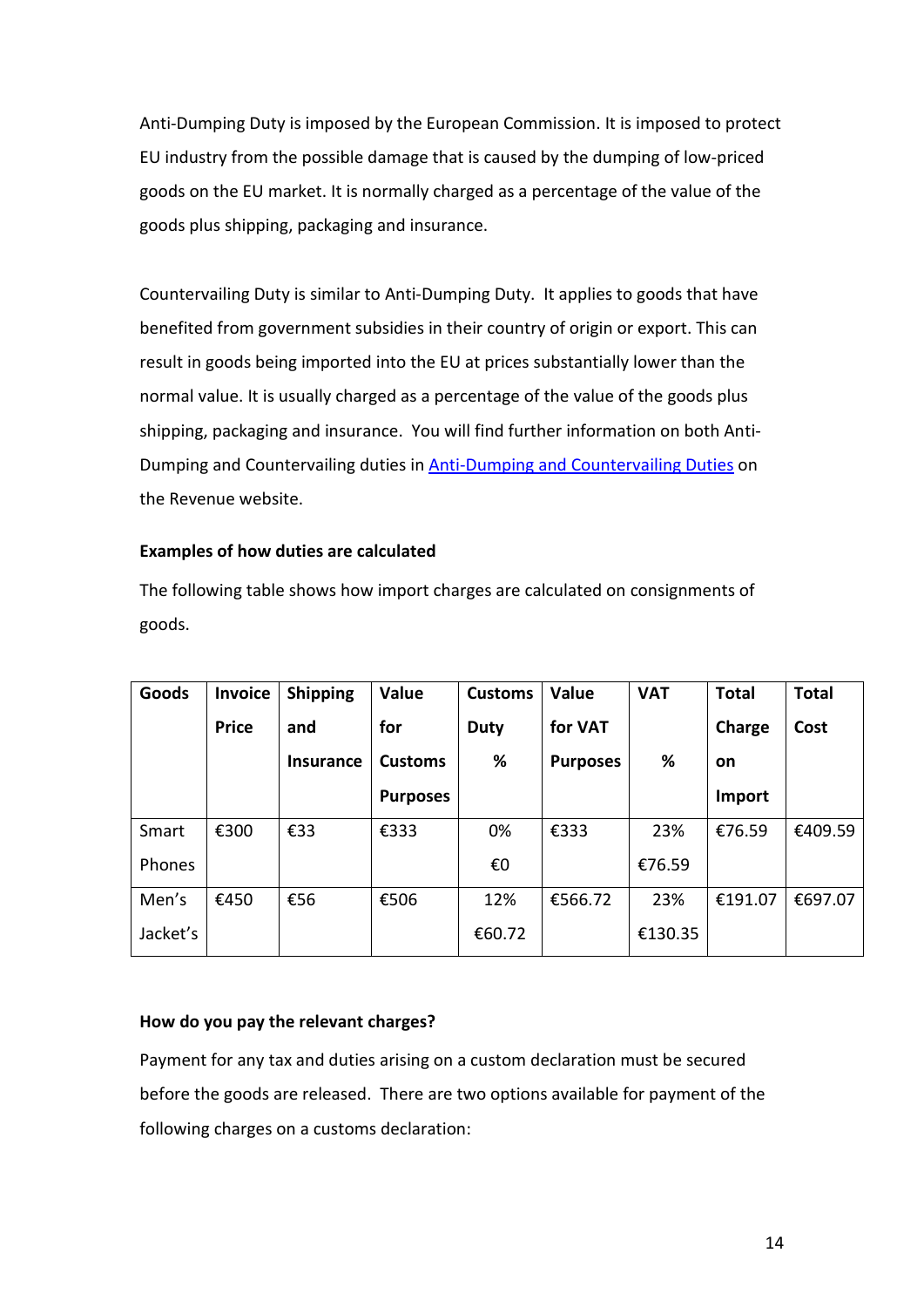Anti-Dumping Duty is imposed by the European Commission. It is imposed to protect EU industry from the possible damage that is caused by the dumping of low-priced goods on the EU market. It is normally charged as a percentage of the value of the goods plus shipping, packaging and insurance.

Countervailing Duty is similar to Anti-Dumping Duty. It applies to goods that have benefited from government subsidies in their country of origin or export. This can result in goods being imported into the EU at prices substantially lower than the normal value. It is usually charged as a percentage of the value of the goods plus shipping, packaging and insurance. You will find further information on both Anti-Dumping and Countervailing duties in Anti-Dumping and Countervailing Duties on the Revenue website.

**Examples of how duties are calculated**

The following table shows how import charges are calculated on consignments of goods.

| Goods | Invoice Price | Shipping and Insurance | Value for Customs Purposes | Customs Duty % | Value for VAT Purposes | VAT % | Total Charge on Import | Total Cost |
|---|---|---|---|---|---|---|---|---|
| Smart Phones | €300 | €33 | €333 | 0% €0 | €333 | 23% €76.59 | €76.59 | €409.59 |
| Men's Jacket's | €450 | €56 | €506 | 12% €60.72 | €566.72 | 23% €130.35 | €191.07 | €697.07 |

**How do you pay the relevant charges?**

Payment for any tax and duties arising on a custom declaration must be secured before the goods are released. There are two options available for payment of the following charges on a customs declaration: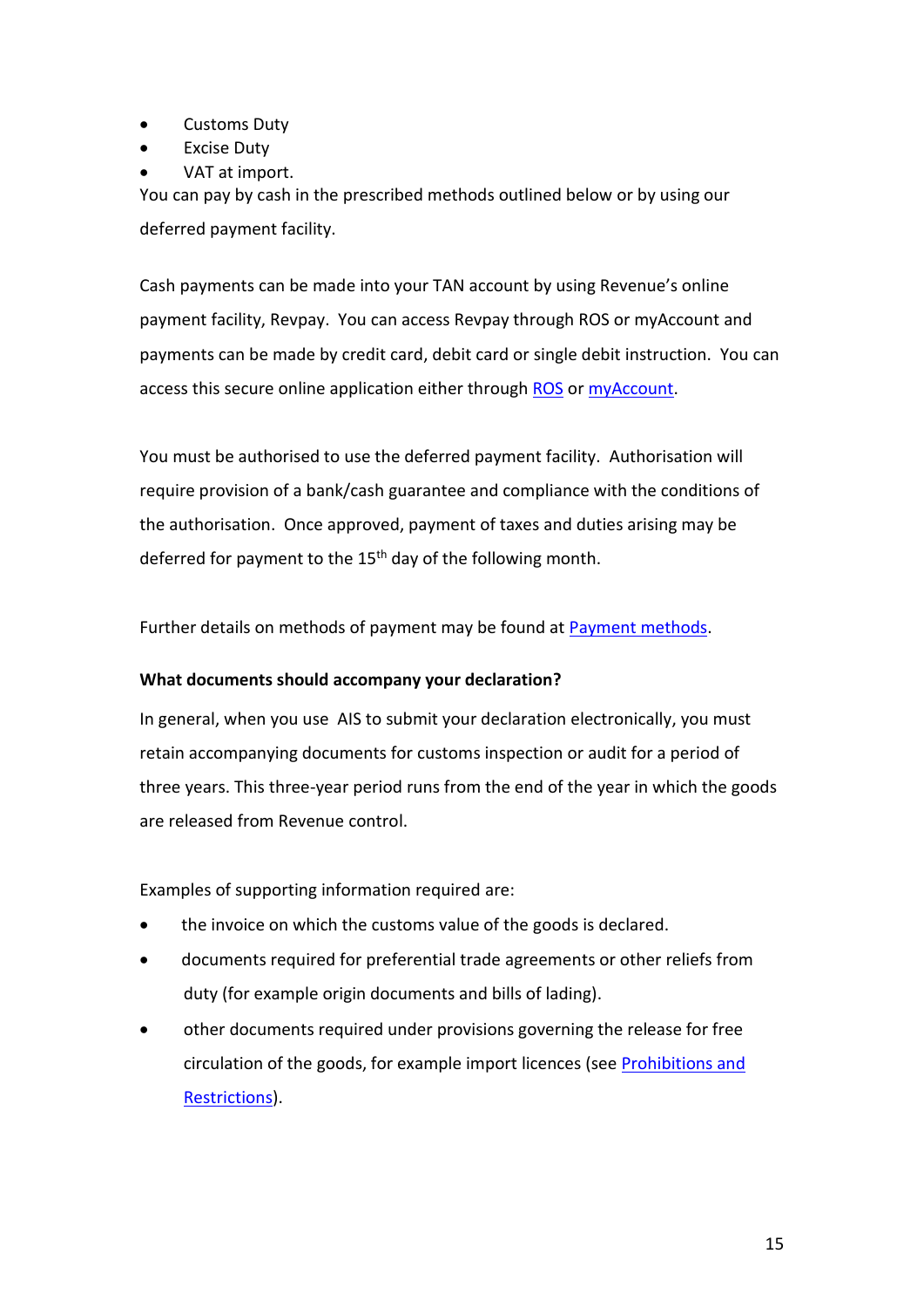- Customs Duty
- Excise Duty
- VAT at import.

You can pay by cash in the prescribed methods outlined below or by using our deferred payment facility.

Cash payments can be made into your TAN account by using Revenue's online payment facility, Revpay. You can access Revpay through ROS or myAccount and payments can be made by credit card, debit card or single debit instruction. You can access this secure online application either through ROS or myAccount.

You must be authorised to use the deferred payment facility. Authorisation will require provision of a bank/cash guarantee and compliance with the conditions of the authorisation. Once approved, payment of taxes and duties arising may be deferred for payment to the 15th day of the following month.

Further details on methods of payment may be found at Payment methods.

**What documents should accompany your declaration?**

In general, when you use AIS to submit your declaration electronically, you must retain accompanying documents for customs inspection or audit for a period of three years. This three-year period runs from the end of the year in which the goods are released from Revenue control.

Examples of supporting information required are:

- the invoice on which the customs value of the goods is declared.
- documents required for preferential trade agreements or other reliefs from duty (for example origin documents and bills of lading).
- other documents required under provisions governing the release for free circulation of the goods, for example import licences (see Prohibitions and Restrictions).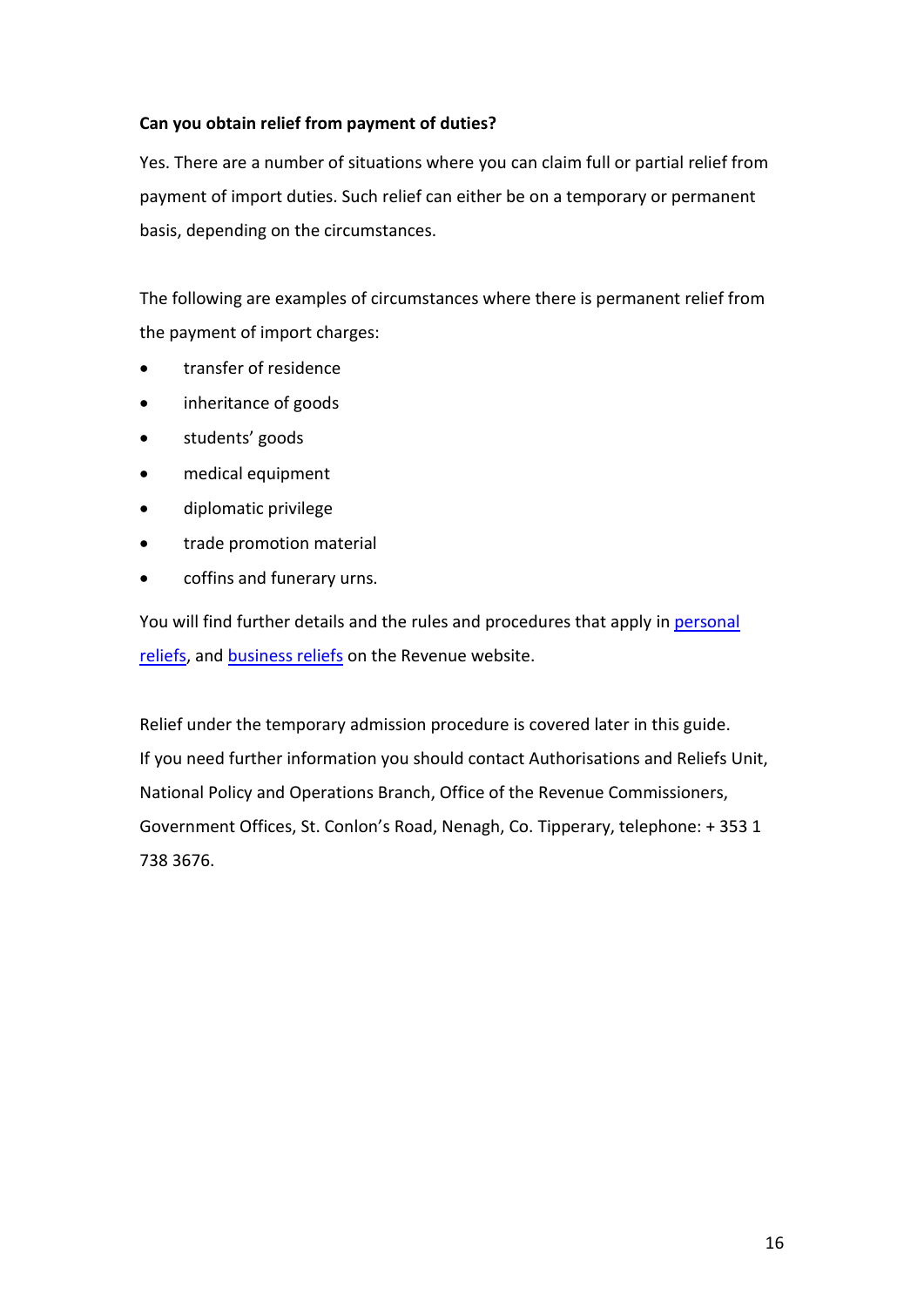**Can you obtain relief from payment of duties?**

Yes. There are a number of situations where you can claim full or partial relief from payment of import duties. Such relief can either be on a temporary or permanent basis, depending on the circumstances.

The following are examples of circumstances where there is permanent relief from the payment of import charges:

- transfer of residence
- inheritance of goods
- students' goods
- medical equipment
- diplomatic privilege
- trade promotion material
- coffins and funerary urns.

You will find further details and the rules and procedures that apply in personal reliefs, and business reliefs on the Revenue website.

Relief under the temporary admission procedure is covered later in this guide. If you need further information you should contact Authorisations and Reliefs Unit, National Policy and Operations Branch, Office of the Revenue Commissioners, Government Offices, St. Conlon's Road, Nenagh, Co. Tipperary, telephone: + 353 1 738 3676.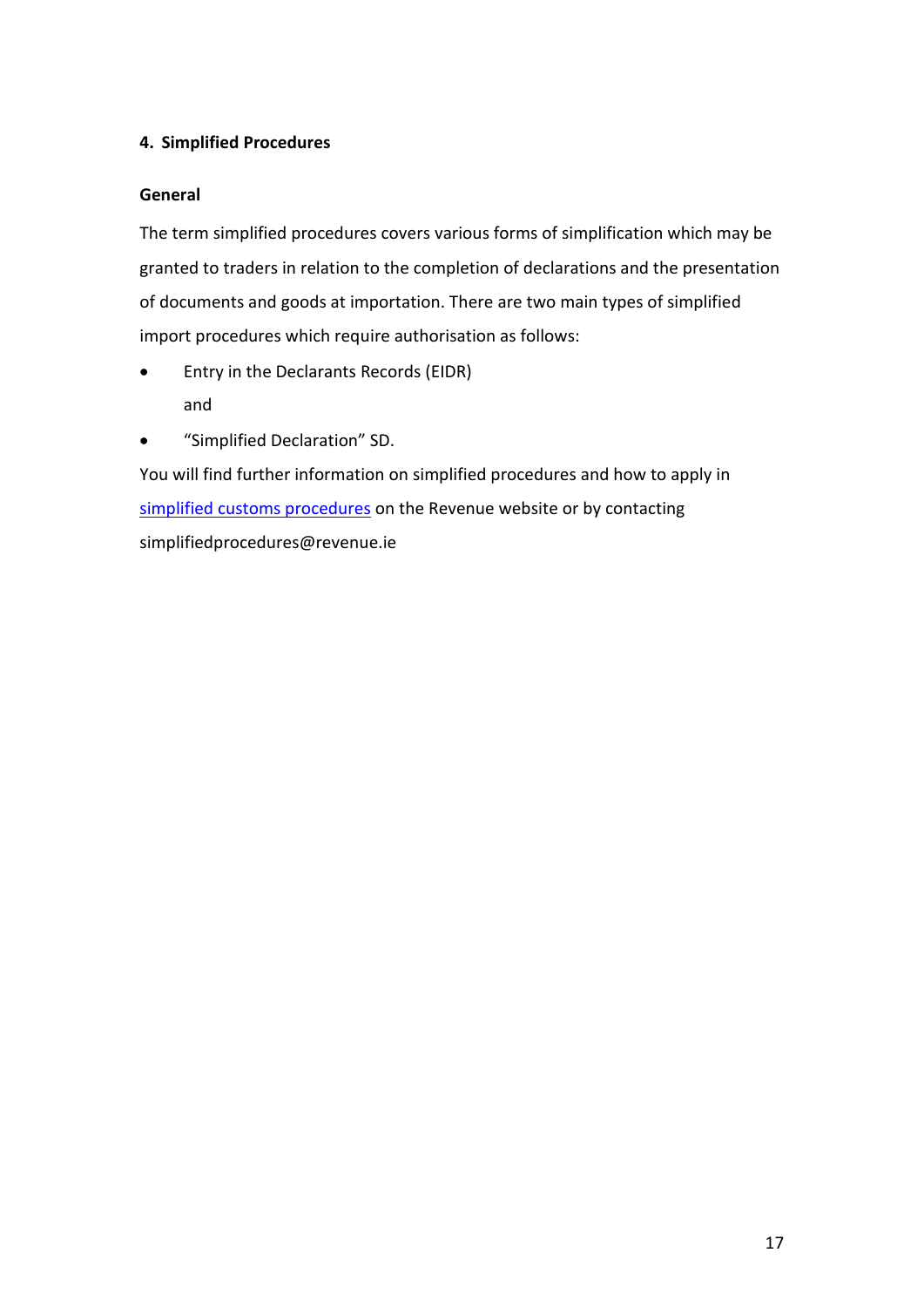## 4. Simplified Procedures

### General

The term simplified procedures covers various forms of simplification which may be granted to traders in relation to the completion of declarations and the presentation of documents and goods at importation. There are two main types of simplified import procedures which require authorisation as follows:

- Entry in the Declarants Records (EIDR)
  
  and
- "Simplified Declaration" SD.

You will find further information on simplified procedures and how to apply in simplified customs procedures on the Revenue website or by contacting simplifiedprocedures@revenue.ie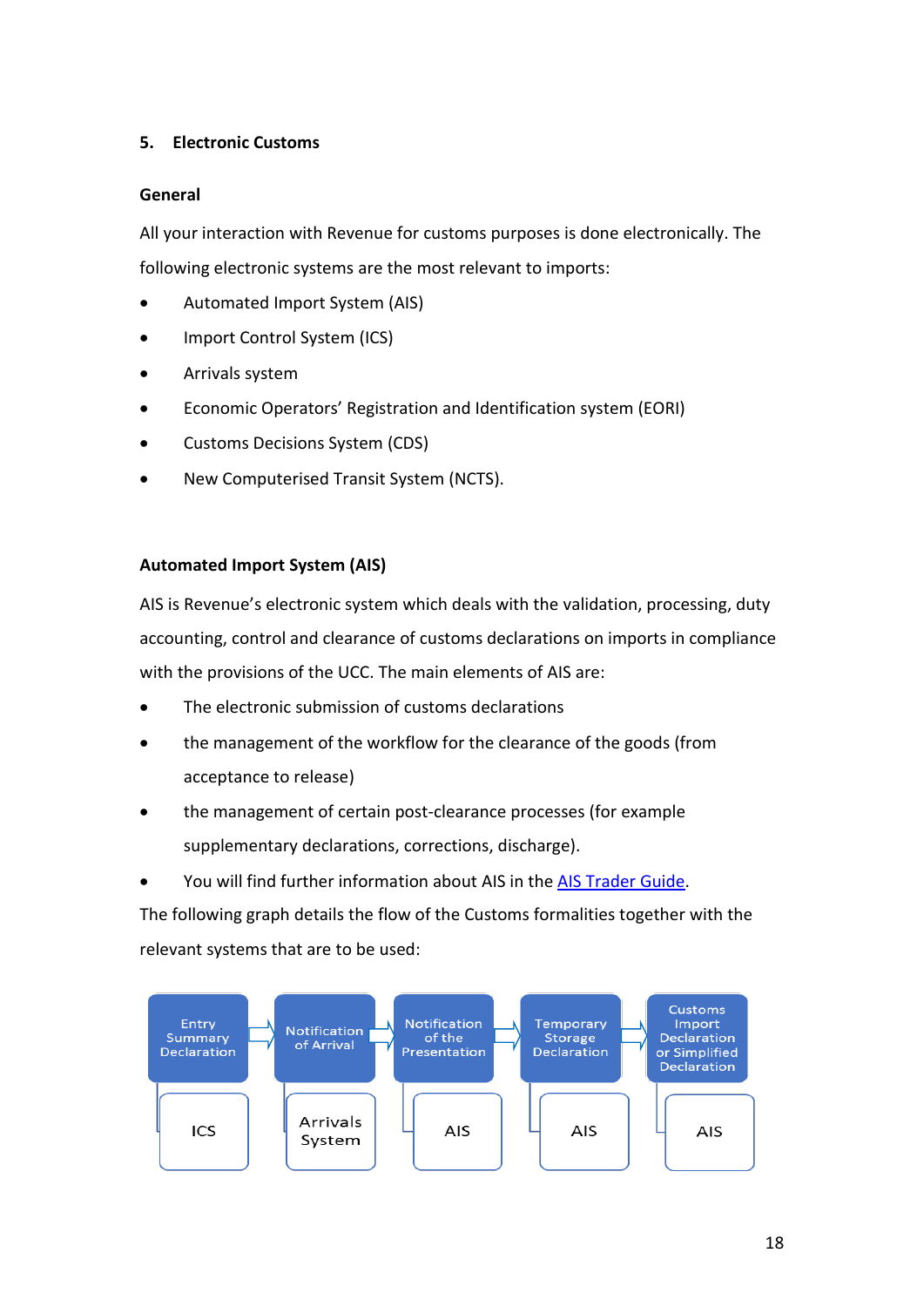## 5. Electronic Customs

### General

All your interaction with Revenue for customs purposes is done electronically. The following electronic systems are the most relevant to imports:

- Automated Import System (AIS)
- Import Control System (ICS)
- Arrivals system
- Economic Operators' Registration and Identification system (EORI)
- Customs Decisions System (CDS)
- New Computerised Transit System (NCTS).

### Automated Import System (AIS)

AIS is Revenue's electronic system which deals with the validation, processing, duty accounting, control and clearance of customs declarations on imports in compliance with the provisions of the UCC. The main elements of AIS are:

- The electronic submission of customs declarations
- the management of the workflow for the clearance of the goods (from acceptance to release)
- the management of certain post-clearance processes (for example supplementary declarations, corrections, discharge).
- You will find further information about AIS in the AIS Trader Guide.

The following graph details the flow of the Customs formalities together with the relevant systems that are to be used:

| Entry Summary Declaration → | Notification of Arrival → | Notification of the Presentation → | Temporary Storage Declaration → | Customs Import Declaration or Simplified Declaration |
|---|---|---|---|---|
| ICS | Arrivals System | AIS | AIS | AIS |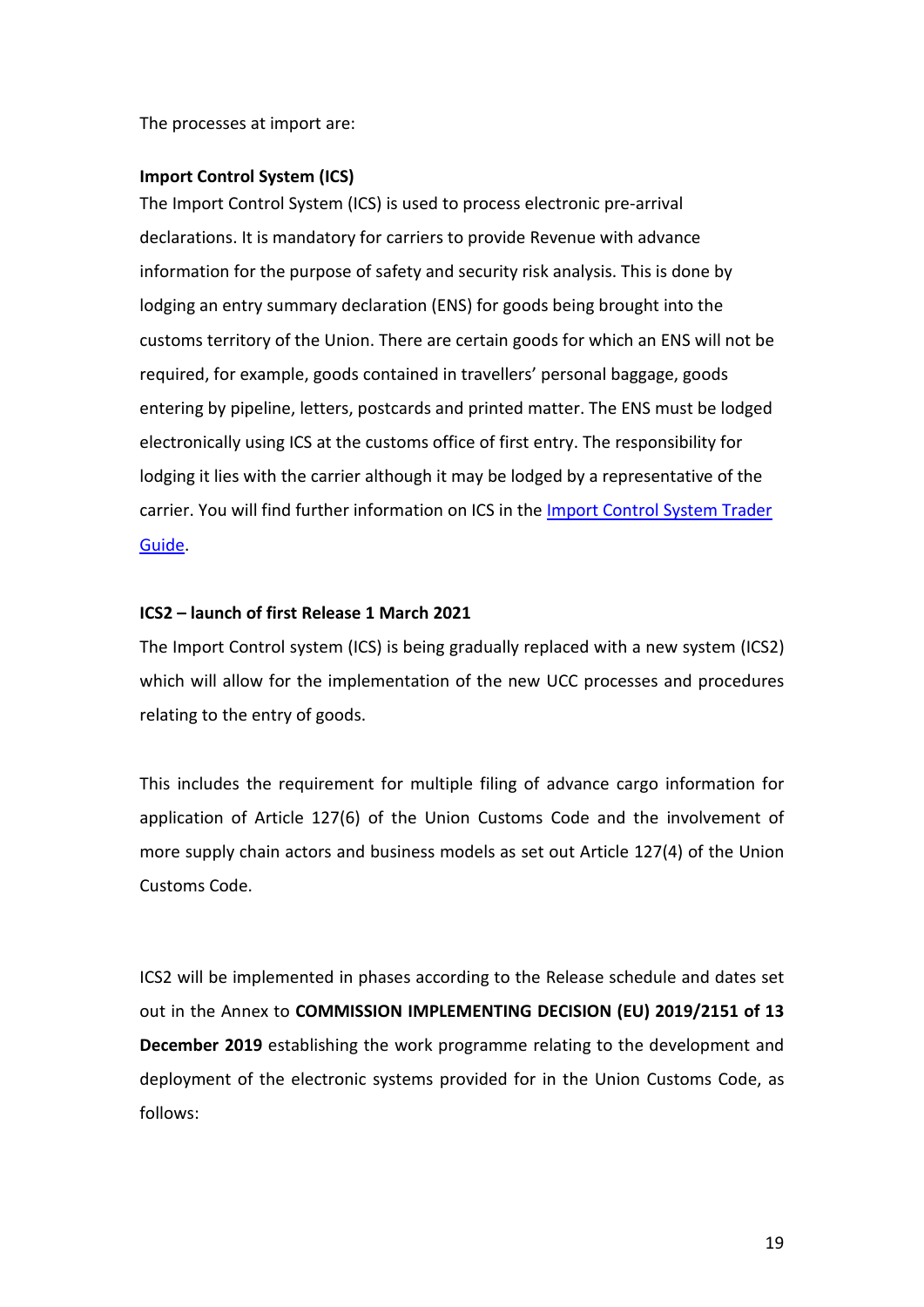The processes at import are:

**Import Control System (ICS)**

The Import Control System (ICS) is used to process electronic pre-arrival declarations. It is mandatory for carriers to provide Revenue with advance information for the purpose of safety and security risk analysis. This is done by lodging an entry summary declaration (ENS) for goods being brought into the customs territory of the Union. There are certain goods for which an ENS will not be required, for example, goods contained in travellers' personal baggage, goods entering by pipeline, letters, postcards and printed matter. The ENS must be lodged electronically using ICS at the customs office of first entry. The responsibility for lodging it lies with the carrier although it may be lodged by a representative of the carrier. You will find further information on ICS in the [Import Control System Trader Guide](#).

**ICS2 – launch of first Release 1 March 2021**

The Import Control system (ICS) is being gradually replaced with a new system (ICS2) which will allow for the implementation of the new UCC processes and procedures relating to the entry of goods.

This includes the requirement for multiple filing of advance cargo information for application of Article 127(6) of the Union Customs Code and the involvement of more supply chain actors and business models as set out Article 127(4) of the Union Customs Code.

ICS2 will be implemented in phases according to the Release schedule and dates set out in the Annex to **COMMISSION IMPLEMENTING DECISION (EU) 2019/2151 of 13 December 2019** establishing the work programme relating to the development and deployment of the electronic systems provided for in the Union Customs Code, as follows: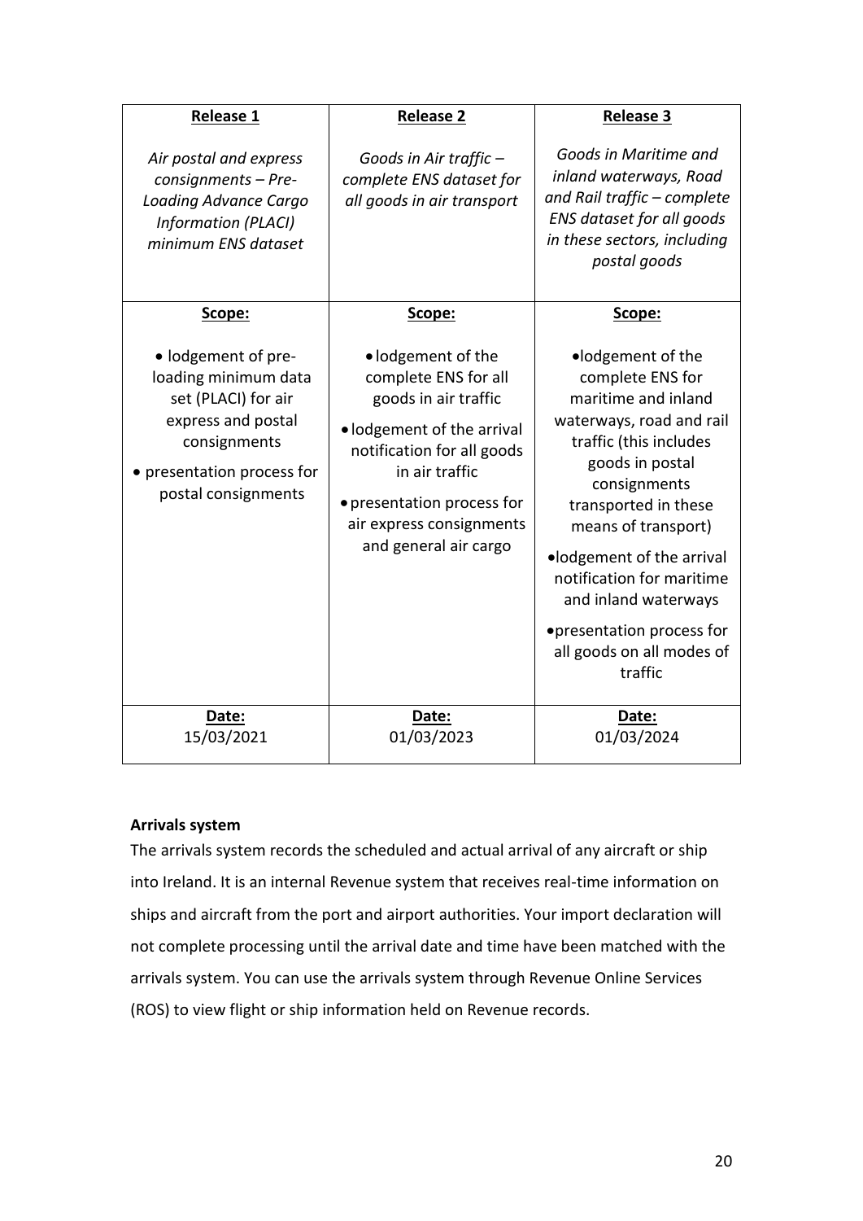| **Release 1** | **Release 2** | **Release 3** |
|---|---|---|
| *Air postal and express consignments – Pre-Loading Advance Cargo Information (PLACI) minimum ENS dataset* | *Goods in Air traffic – complete ENS dataset for all goods in air transport* | *Goods in Maritime and inland waterways, Road and Rail traffic – complete ENS dataset for all goods in these sectors, including postal goods* |
| **Scope:**<br><br>• lodgement of pre-loading minimum data set (PLACI) for air express and postal consignments<br>• presentation process for postal consignments | **Scope:**<br><br>• lodgement of the complete ENS for all goods in air traffic<br>• lodgement of the arrival notification for all goods in air traffic<br>• presentation process for air express consignments and general air cargo | **Scope:**<br><br>• lodgement of the complete ENS for maritime and inland waterways, road and rail traffic (this includes goods in postal consignments transported in these means of transport)<br>• lodgement of the arrival notification for maritime and inland waterways<br>• presentation process for all goods on all modes of traffic |
| **Date:**<br>15/03/2021 | **Date:**<br>01/03/2023 | **Date:**<br>01/03/2024 |

**Arrivals system**

The arrivals system records the scheduled and actual arrival of any aircraft or ship into Ireland. It is an internal Revenue system that receives real-time information on ships and aircraft from the port and airport authorities. Your import declaration will not complete processing until the arrival date and time have been matched with the arrivals system. You can use the arrivals system through Revenue Online Services (ROS) to view flight or ship information held on Revenue records.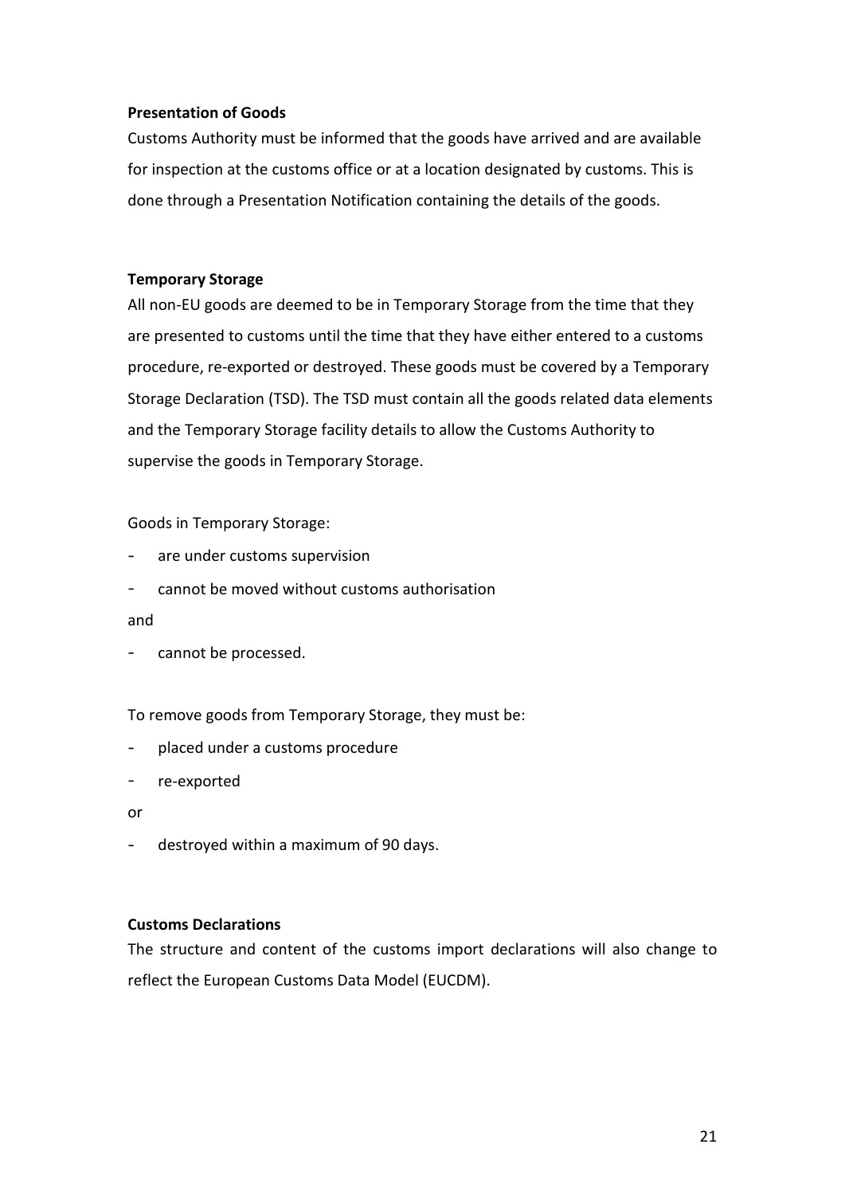**Presentation of Goods**

Customs Authority must be informed that the goods have arrived and are available for inspection at the customs office or at a location designated by customs. This is done through a Presentation Notification containing the details of the goods.

**Temporary Storage**

All non-EU goods are deemed to be in Temporary Storage from the time that they are presented to customs until the time that they have either entered to a customs procedure, re-exported or destroyed. These goods must be covered by a Temporary Storage Declaration (TSD). The TSD must contain all the goods related data elements and the Temporary Storage facility details to allow the Customs Authority to supervise the goods in Temporary Storage.

Goods in Temporary Storage:

- are under customs supervision
- cannot be moved without customs authorisation

and

- cannot be processed.

To remove goods from Temporary Storage, they must be:

- placed under a customs procedure
- re-exported

or

- destroyed within a maximum of 90 days.

**Customs Declarations**

The structure and content of the customs import declarations will also change to reflect the European Customs Data Model (EUCDM).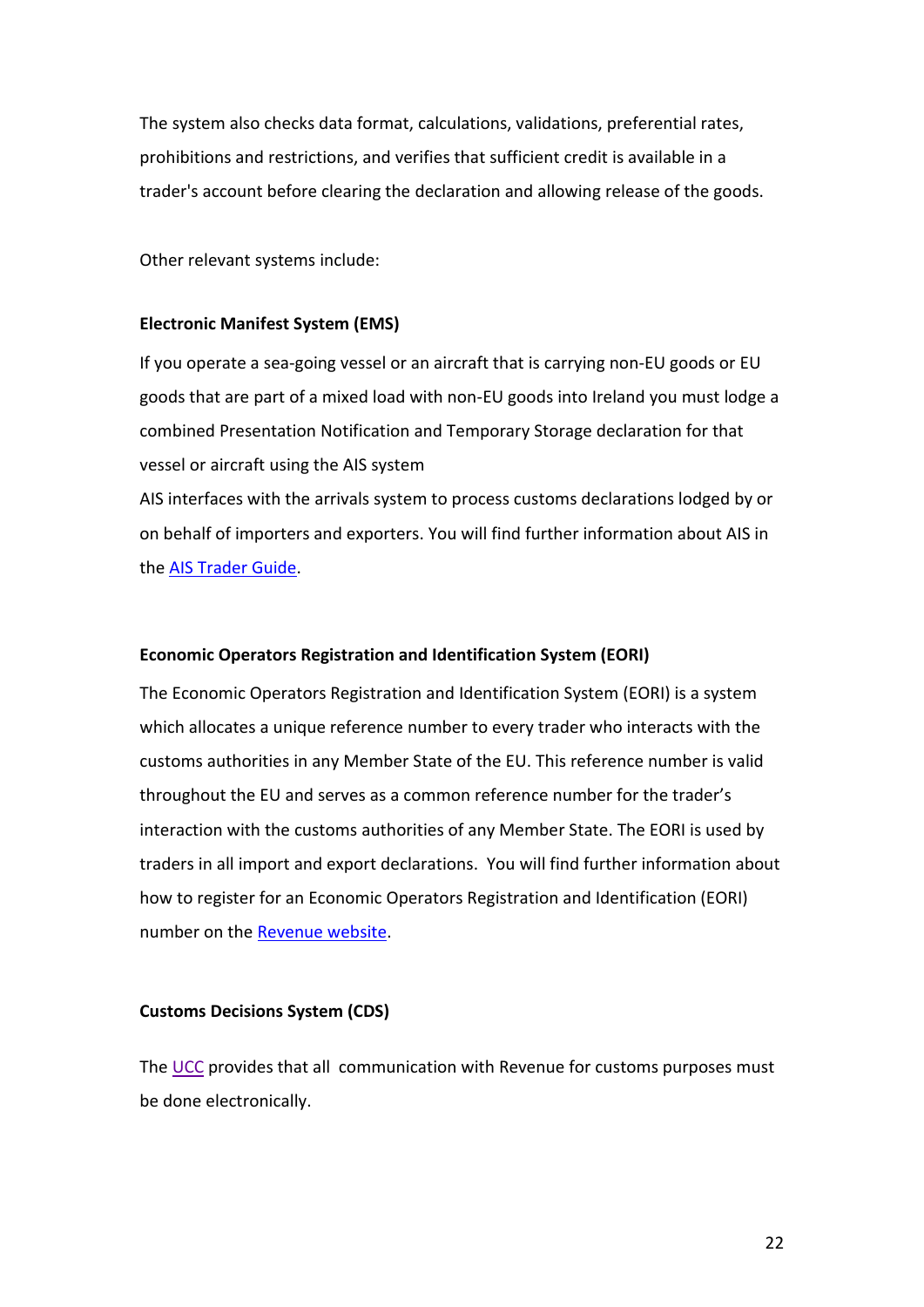The system also checks data format, calculations, validations, preferential rates, prohibitions and restrictions, and verifies that sufficient credit is available in a trader's account before clearing the declaration and allowing release of the goods.

Other relevant systems include:

**Electronic Manifest System (EMS)**

If you operate a sea-going vessel or an aircraft that is carrying non-EU goods or EU goods that are part of a mixed load with non-EU goods into Ireland you must lodge a combined Presentation Notification and Temporary Storage declaration for that vessel or aircraft using the AIS system

AIS interfaces with the arrivals system to process customs declarations lodged by or on behalf of importers and exporters. You will find further information about AIS in the AIS Trader Guide.

**Economic Operators Registration and Identification System (EORI)**

The Economic Operators Registration and Identification System (EORI) is a system which allocates a unique reference number to every trader who interacts with the customs authorities in any Member State of the EU. This reference number is valid throughout the EU and serves as a common reference number for the trader's interaction with the customs authorities of any Member State. The EORI is used by traders in all import and export declarations. You will find further information about how to register for an Economic Operators Registration and Identification (EORI) number on the Revenue website.

**Customs Decisions System (CDS)**

The UCC provides that all communication with Revenue for customs purposes must be done electronically.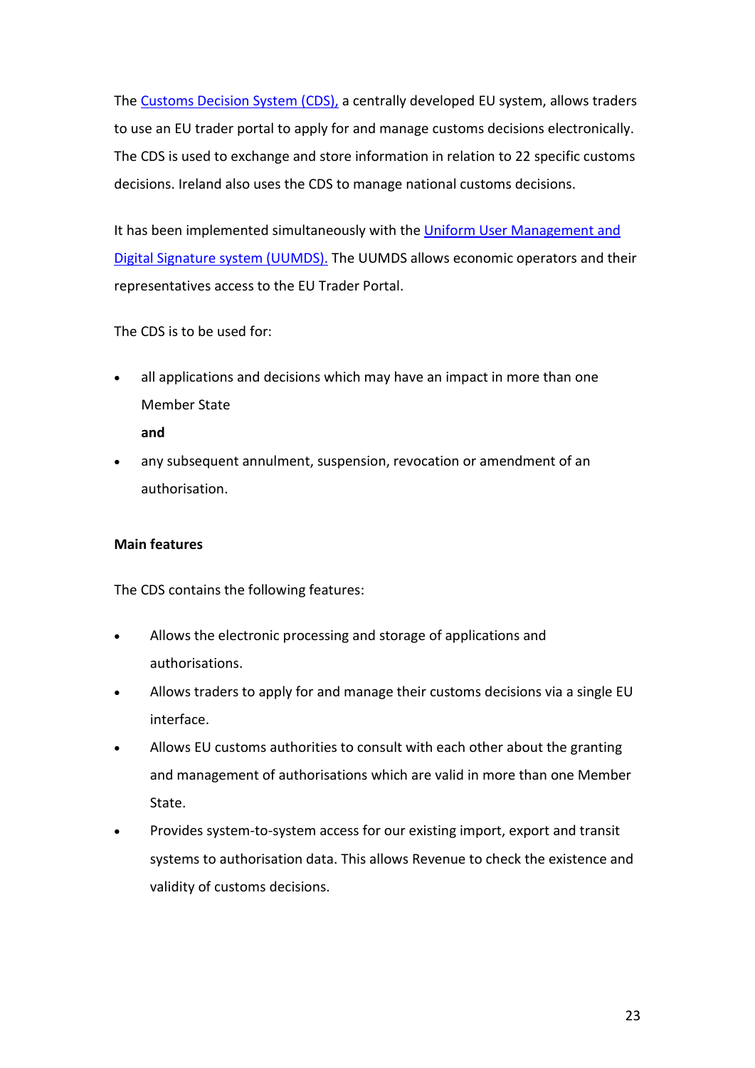The Customs Decision System (CDS), a centrally developed EU system, allows traders to use an EU trader portal to apply for and manage customs decisions electronically. The CDS is used to exchange and store information in relation to 22 specific customs decisions. Ireland also uses the CDS to manage national customs decisions.

It has been implemented simultaneously with the Uniform User Management and Digital Signature system (UUMDS). The UUMDS allows economic operators and their representatives access to the EU Trader Portal.

The CDS is to be used for:

- all applications and decisions which may have an impact in more than one Member State

  **and**

- any subsequent annulment, suspension, revocation or amendment of an authorisation.

**Main features**

The CDS contains the following features:

- Allows the electronic processing and storage of applications and authorisations.
- Allows traders to apply for and manage their customs decisions via a single EU interface.
- Allows EU customs authorities to consult with each other about the granting and management of authorisations which are valid in more than one Member State.
- Provides system-to-system access for our existing import, export and transit systems to authorisation data. This allows Revenue to check the existence and validity of customs decisions.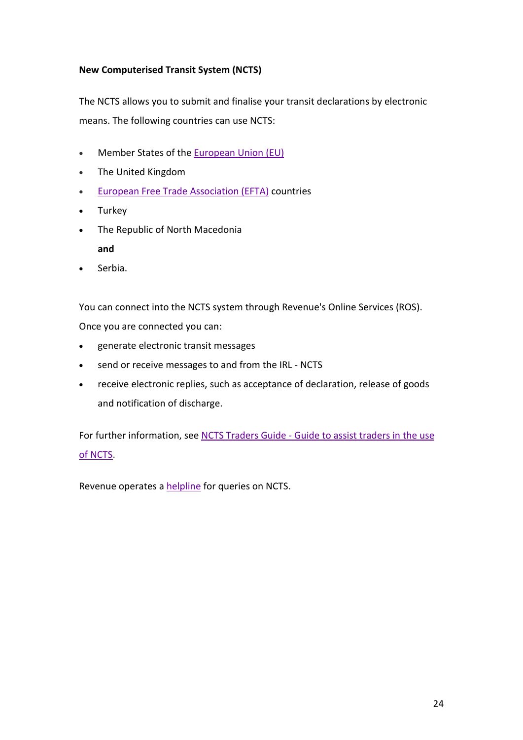**New Computerised Transit System (NCTS)**

The NCTS allows you to submit and finalise your transit declarations by electronic means. The following countries can use NCTS:

- Member States of the European Union (EU)
- The United Kingdom
- European Free Trade Association (EFTA) countries
- Turkey
- The Republic of North Macedonia

  **and**
- Serbia.

You can connect into the NCTS system through Revenue's Online Services (ROS). Once you are connected you can:

- generate electronic transit messages
- send or receive messages to and from the IRL - NCTS
- receive electronic replies, such as acceptance of declaration, release of goods and notification of discharge.

For further information, see NCTS Traders Guide - Guide to assist traders in the use of NCTS.

Revenue operates a helpline for queries on NCTS.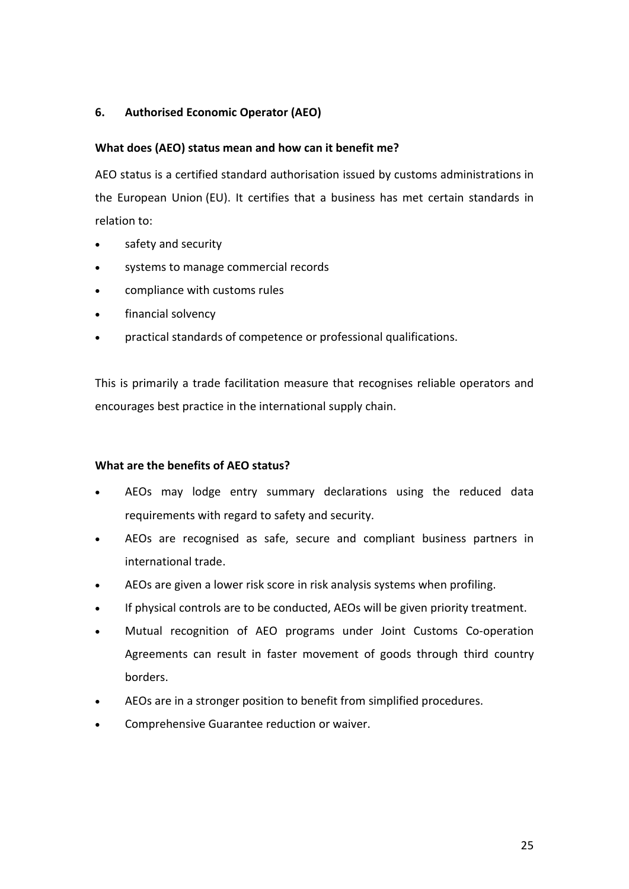## 6. Authorised Economic Operator (AEO)

### What does (AEO) status mean and how can it benefit me?

AEO status is a certified standard authorisation issued by customs administrations in the European Union (EU). It certifies that a business has met certain standards in relation to:

- safety and security
- systems to manage commercial records
- compliance with customs rules
- financial solvency
- practical standards of competence or professional qualifications.

This is primarily a trade facilitation measure that recognises reliable operators and encourages best practice in the international supply chain.

### What are the benefits of AEO status?

- AEOs may lodge entry summary declarations using the reduced data requirements with regard to safety and security.
- AEOs are recognised as safe, secure and compliant business partners in international trade.
- AEOs are given a lower risk score in risk analysis systems when profiling.
- If physical controls are to be conducted, AEOs will be given priority treatment.
- Mutual recognition of AEO programs under Joint Customs Co-operation Agreements can result in faster movement of goods through third country borders.
- AEOs are in a stronger position to benefit from simplified procedures.
- Comprehensive Guarantee reduction or waiver.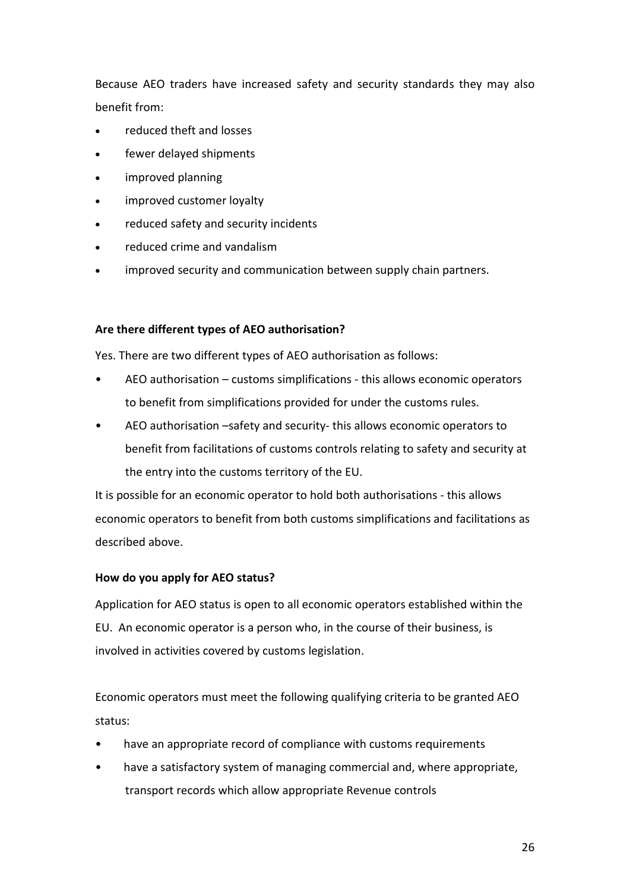Because AEO traders have increased safety and security standards they may also benefit from:

- reduced theft and losses
- fewer delayed shipments
- improved planning
- improved customer loyalty
- reduced safety and security incidents
- reduced crime and vandalism
- improved security and communication between supply chain partners.

**Are there different types of AEO authorisation?**

Yes. There are two different types of AEO authorisation as follows:

- AEO authorisation – customs simplifications - this allows economic operators to benefit from simplifications provided for under the customs rules.
- AEO authorisation –safety and security- this allows economic operators to benefit from facilitations of customs controls relating to safety and security at the entry into the customs territory of the EU.

It is possible for an economic operator to hold both authorisations - this allows economic operators to benefit from both customs simplifications and facilitations as described above.

**How do you apply for AEO status?**

Application for AEO status is open to all economic operators established within the EU. An economic operator is a person who, in the course of their business, is involved in activities covered by customs legislation.

Economic operators must meet the following qualifying criteria to be granted AEO status:

- have an appropriate record of compliance with customs requirements
- have a satisfactory system of managing commercial and, where appropriate, transport records which allow appropriate Revenue controls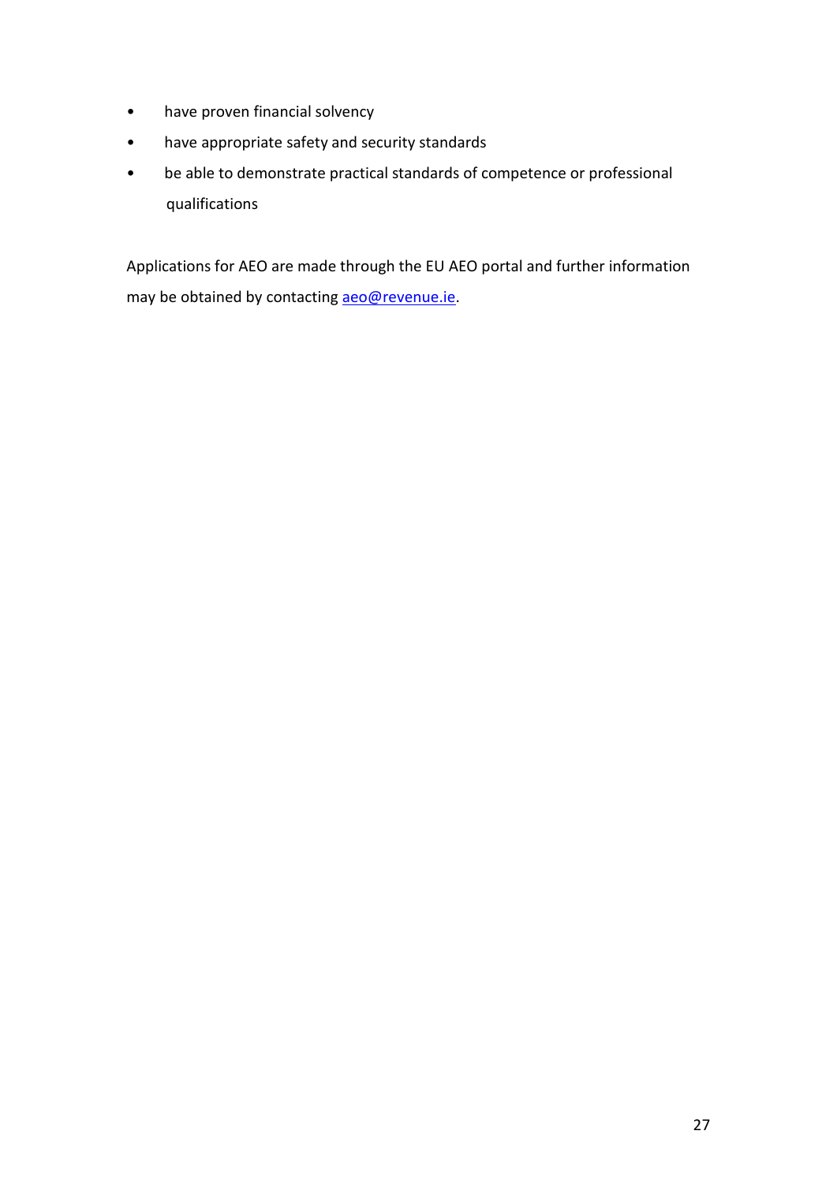- have proven financial solvency
- have appropriate safety and security standards
- be able to demonstrate practical standards of competence or professional qualifications

Applications for AEO are made through the EU AEO portal and further information may be obtained by contacting aeo@revenue.ie.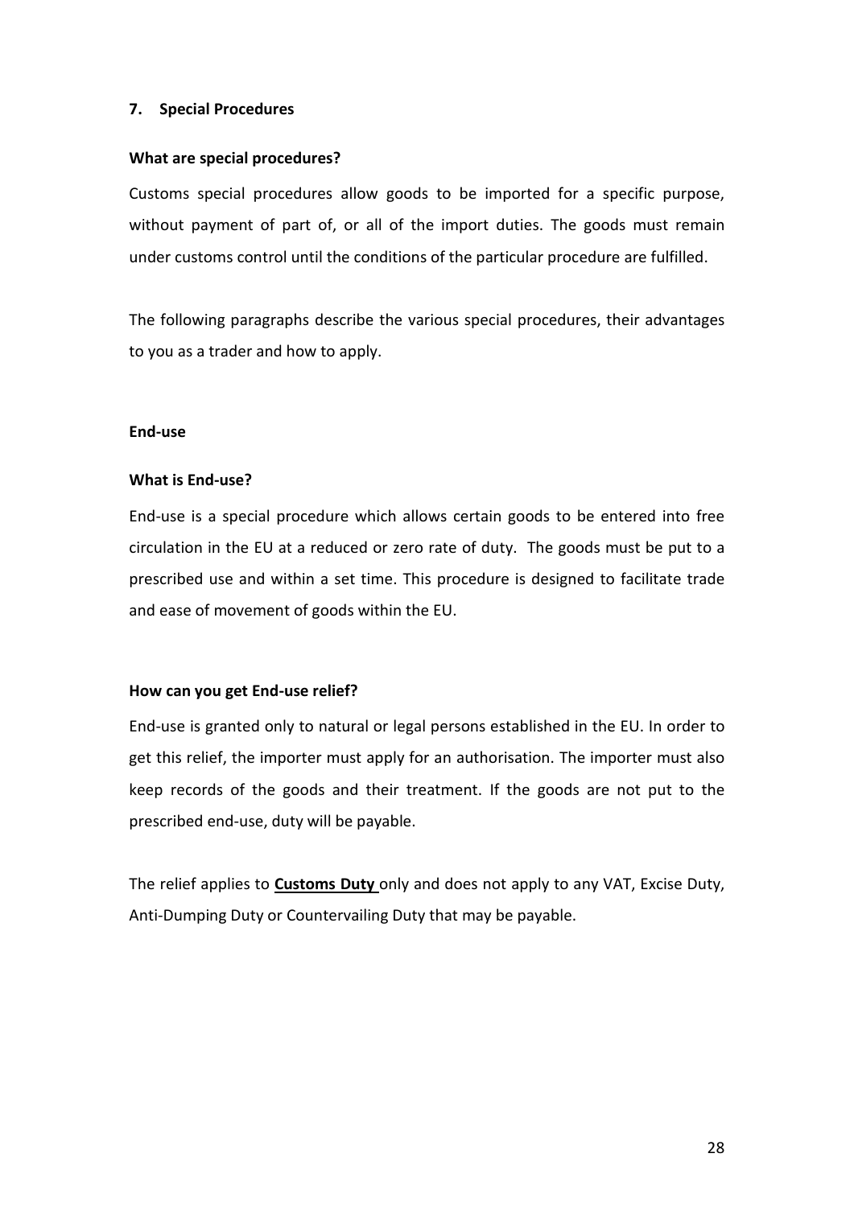## 7. Special Procedures

### What are special procedures?

Customs special procedures allow goods to be imported for a specific purpose, without payment of part of, or all of the import duties. The goods must remain under customs control until the conditions of the particular procedure are fulfilled.

The following paragraphs describe the various special procedures, their advantages to you as a trader and how to apply.

### End-use

#### What is End-use?

End-use is a special procedure which allows certain goods to be entered into free circulation in the EU at a reduced or zero rate of duty. The goods must be put to a prescribed use and within a set time. This procedure is designed to facilitate trade and ease of movement of goods within the EU.

#### How can you get End-use relief?

End-use is granted only to natural or legal persons established in the EU. In order to get this relief, the importer must apply for an authorisation. The importer must also keep records of the goods and their treatment. If the goods are not put to the prescribed end-use, duty will be payable.

The relief applies to **Customs Duty** only and does not apply to any VAT, Excise Duty, Anti-Dumping Duty or Countervailing Duty that may be payable.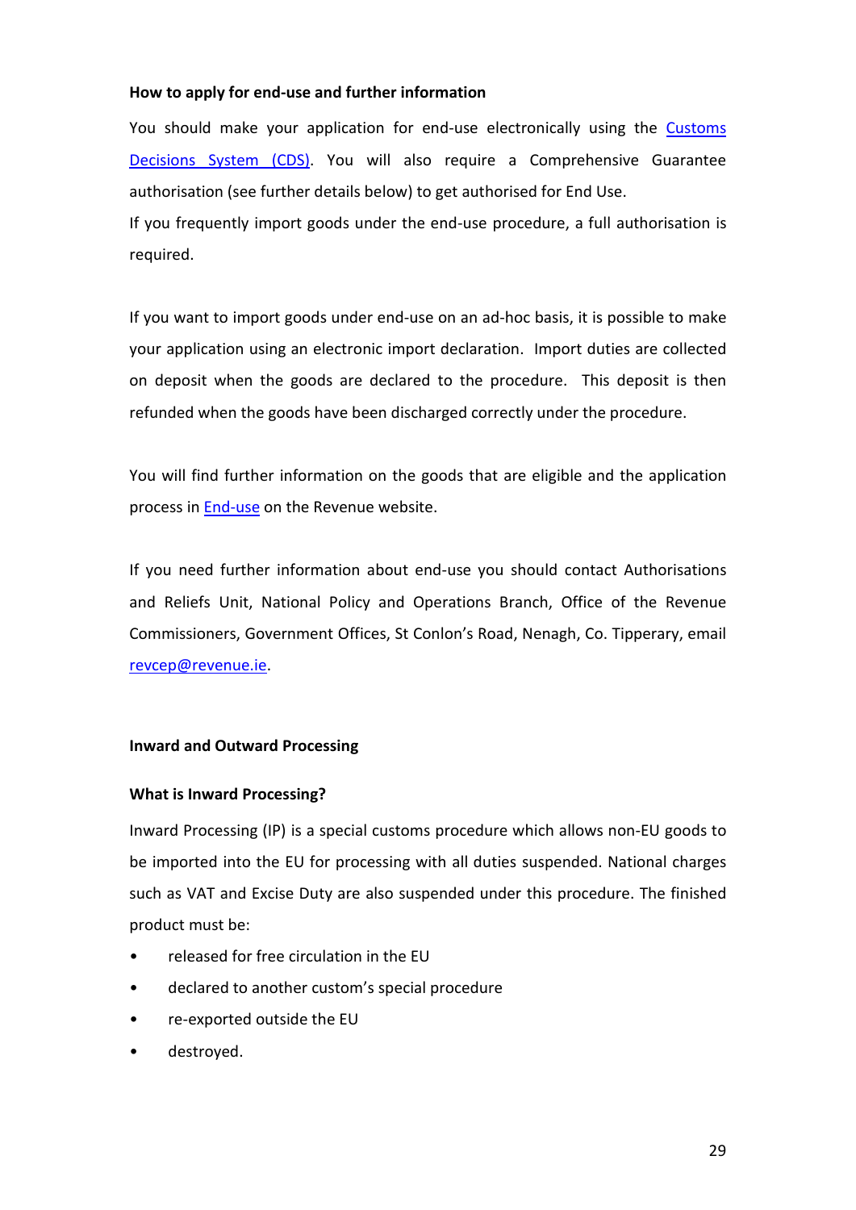**How to apply for end-use and further information**

You should make your application for end-use electronically using the [Customs Decisions System (CDS)](). You will also require a Comprehensive Guarantee authorisation (see further details below) to get authorised for End Use.
If you frequently import goods under the end-use procedure, a full authorisation is required.

If you want to import goods under end-use on an ad-hoc basis, it is possible to make your application using an electronic import declaration. Import duties are collected on deposit when the goods are declared to the procedure. This deposit is then refunded when the goods have been discharged correctly under the procedure.

You will find further information on the goods that are eligible and the application process in [End-use]() on the Revenue website.

If you need further information about end-use you should contact Authorisations and Reliefs Unit, National Policy and Operations Branch, Office of the Revenue Commissioners, Government Offices, St Conlon's Road, Nenagh, Co. Tipperary, email revcep@revenue.ie.

**Inward and Outward Processing**

**What is Inward Processing?**

Inward Processing (IP) is a special customs procedure which allows non-EU goods to be imported into the EU for processing with all duties suspended. National charges such as VAT and Excise Duty are also suspended under this procedure. The finished product must be:

- released for free circulation in the EU
- declared to another custom's special procedure
- re-exported outside the EU
- destroyed.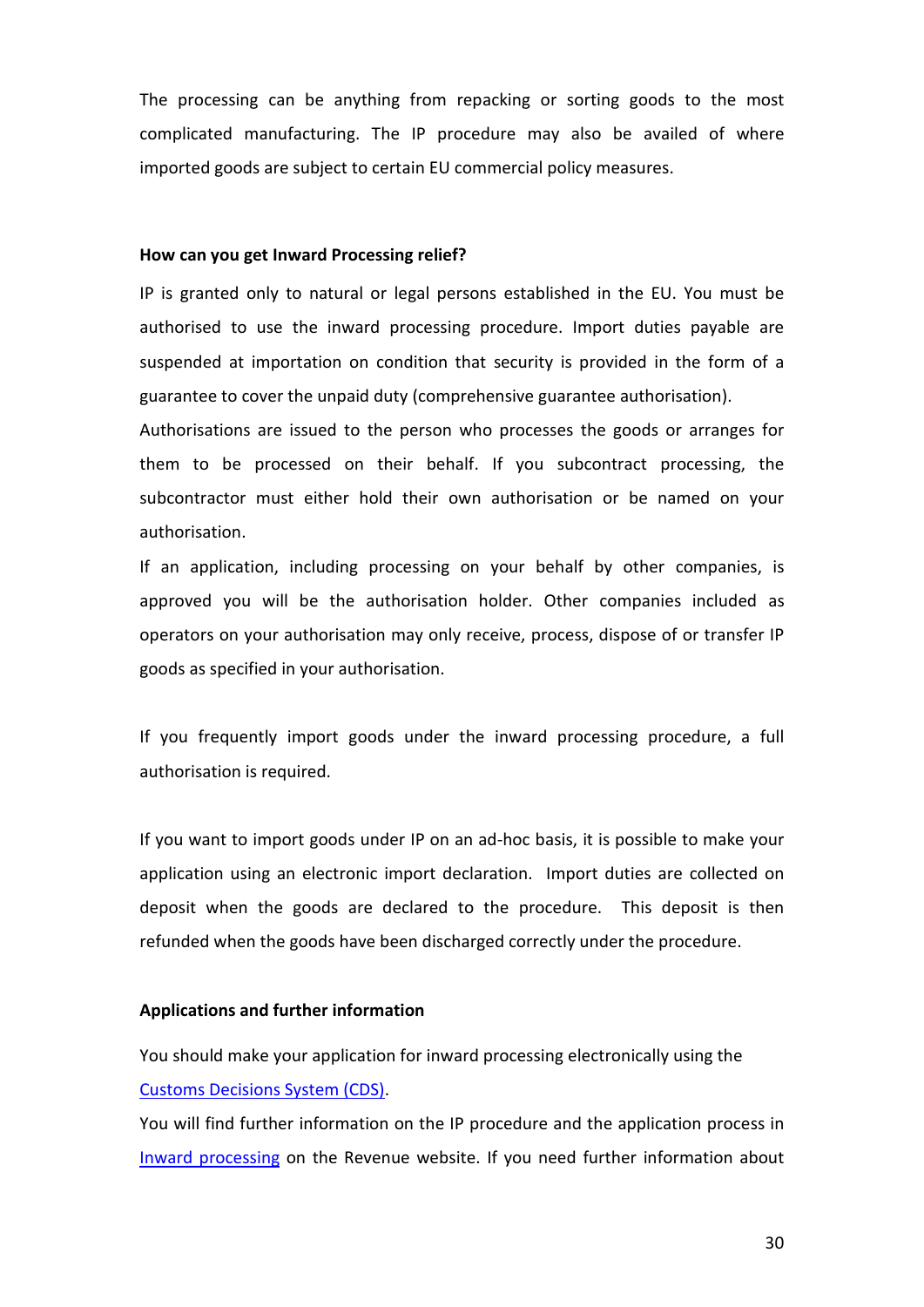The processing can be anything from repacking or sorting goods to the most complicated manufacturing. The IP procedure may also be availed of where imported goods are subject to certain EU commercial policy measures.

**How can you get Inward Processing relief?**

IP is granted only to natural or legal persons established in the EU. You must be authorised to use the inward processing procedure. Import duties payable are suspended at importation on condition that security is provided in the form of a guarantee to cover the unpaid duty (comprehensive guarantee authorisation).

Authorisations are issued to the person who processes the goods or arranges for them to be processed on their behalf. If you subcontract processing, the subcontractor must either hold their own authorisation or be named on your authorisation.

If an application, including processing on your behalf by other companies, is approved you will be the authorisation holder. Other companies included as operators on your authorisation may only receive, process, dispose of or transfer IP goods as specified in your authorisation.

If you frequently import goods under the inward processing procedure, a full authorisation is required.

If you want to import goods under IP on an ad-hoc basis, it is possible to make your application using an electronic import declaration. Import duties are collected on deposit when the goods are declared to the procedure. This deposit is then refunded when the goods have been discharged correctly under the procedure.

**Applications and further information**

You should make your application for inward processing electronically using the [Customs Decisions System (CDS)](#).

You will find further information on the IP procedure and the application process in [Inward processing](#) on the Revenue website. If you need further information about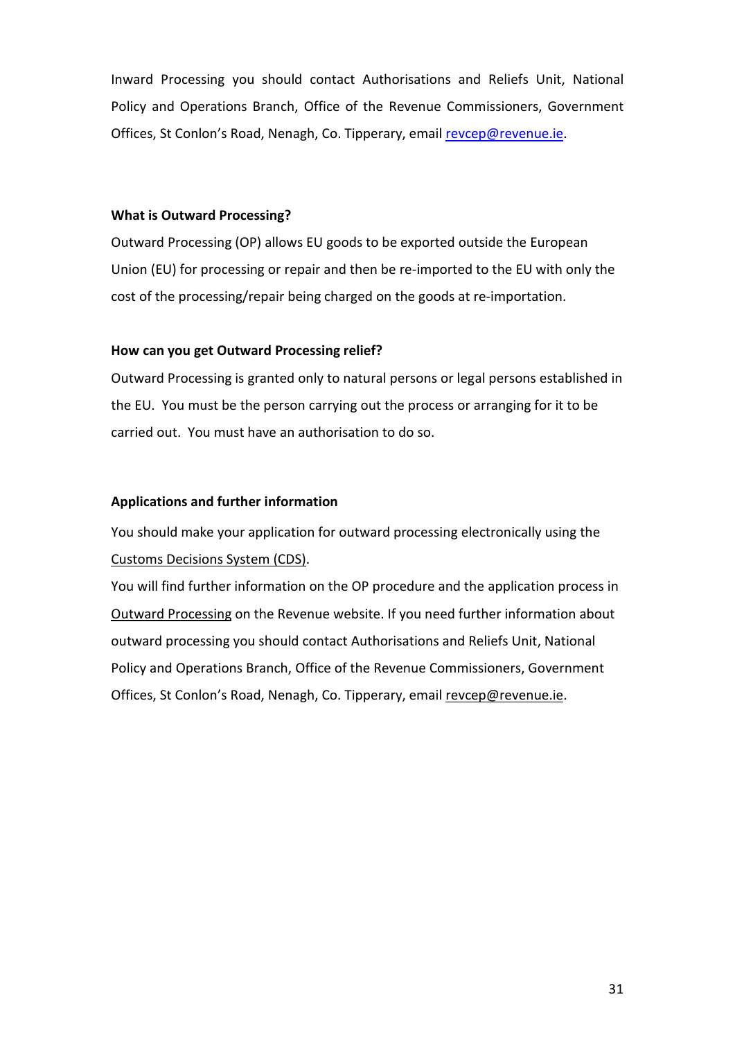Inward Processing you should contact Authorisations and Reliefs Unit, National Policy and Operations Branch, Office of the Revenue Commissioners, Government Offices, St Conlon's Road, Nenagh, Co. Tipperary, email revcep@revenue.ie.

**What is Outward Processing?**

Outward Processing (OP) allows EU goods to be exported outside the European Union (EU) for processing or repair and then be re-imported to the EU with only the cost of the processing/repair being charged on the goods at re-importation.

**How can you get Outward Processing relief?**

Outward Processing is granted only to natural persons or legal persons established in the EU. You must be the person carrying out the process or arranging for it to be carried out. You must have an authorisation to do so.

**Applications and further information**

You should make your application for outward processing electronically using the Customs Decisions System (CDS).

You will find further information on the OP procedure and the application process in Outward Processing on the Revenue website. If you need further information about outward processing you should contact Authorisations and Reliefs Unit, National Policy and Operations Branch, Office of the Revenue Commissioners, Government Offices, St Conlon's Road, Nenagh, Co. Tipperary, email revcep@revenue.ie.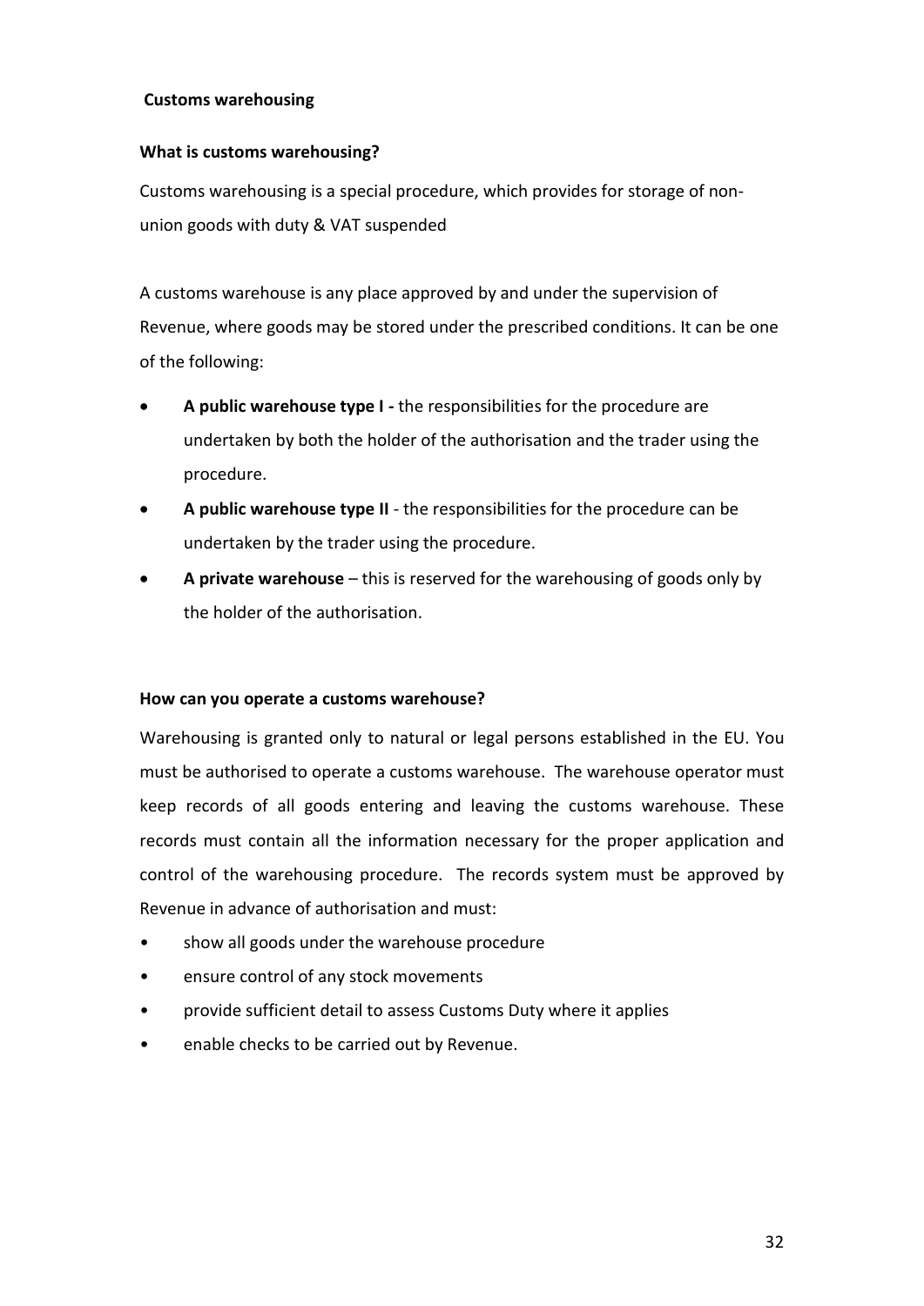## Customs warehousing

### What is customs warehousing?

Customs warehousing is a special procedure, which provides for storage of non-union goods with duty & VAT suspended

A customs warehouse is any place approved by and under the supervision of Revenue, where goods may be stored under the prescribed conditions. It can be one of the following:

- **A public warehouse type I -** the responsibilities for the procedure are undertaken by both the holder of the authorisation and the trader using the procedure.
- **A public warehouse type II** - the responsibilities for the procedure can be undertaken by the trader using the procedure.
- **A private warehouse** – this is reserved for the warehousing of goods only by the holder of the authorisation.

### How can you operate a customs warehouse?

Warehousing is granted only to natural or legal persons established in the EU. You must be authorised to operate a customs warehouse. The warehouse operator must keep records of all goods entering and leaving the customs warehouse. These records must contain all the information necessary for the proper application and control of the warehousing procedure. The records system must be approved by Revenue in advance of authorisation and must:

- show all goods under the warehouse procedure
- ensure control of any stock movements
- provide sufficient detail to assess Customs Duty where it applies
- enable checks to be carried out by Revenue.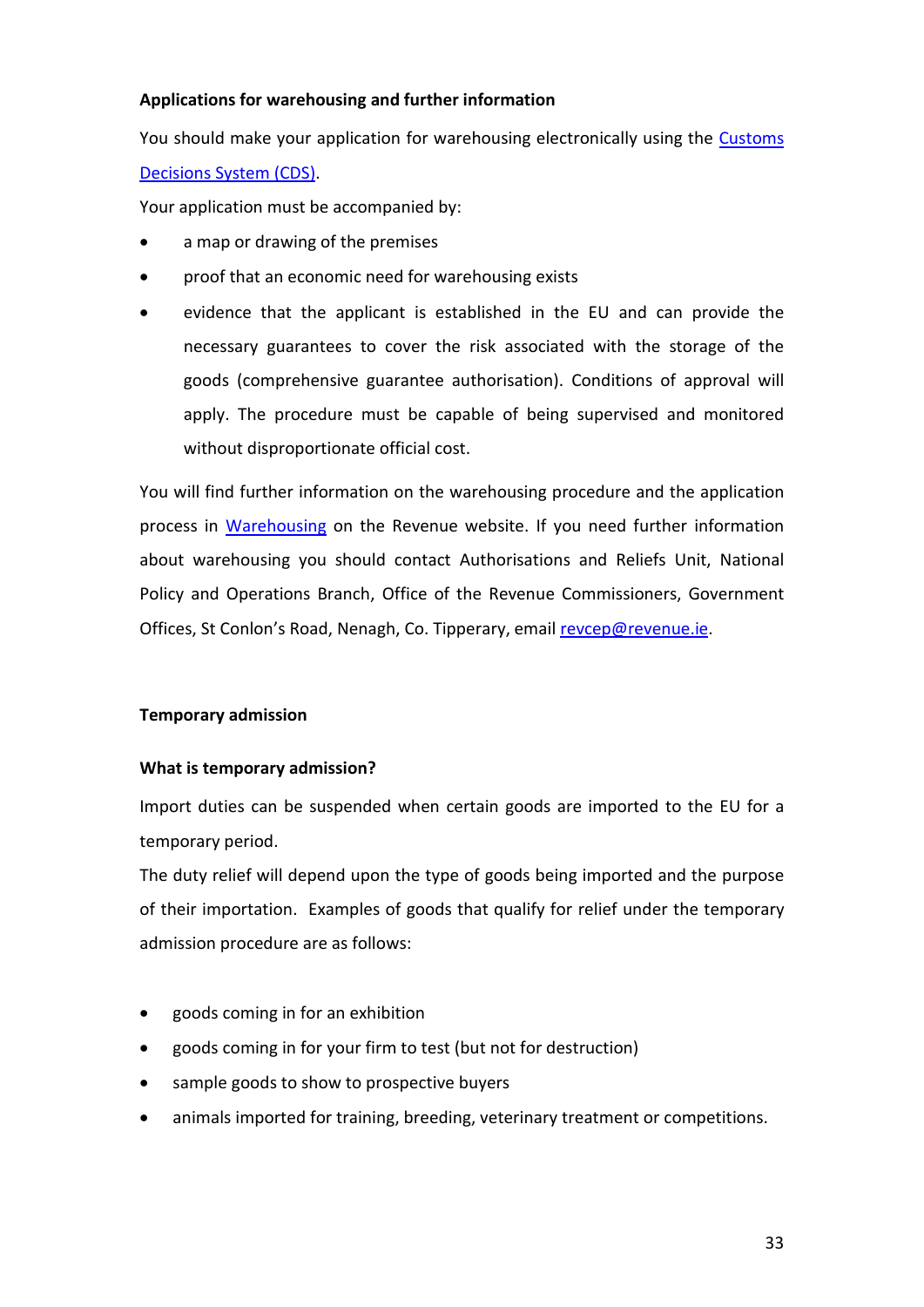**Applications for warehousing and further information**

You should make your application for warehousing electronically using the [Customs Decisions System (CDS)](#).

Your application must be accompanied by:

- a map or drawing of the premises
- proof that an economic need for warehousing exists
- evidence that the applicant is established in the EU and can provide the necessary guarantees to cover the risk associated with the storage of the goods (comprehensive guarantee authorisation). Conditions of approval will apply. The procedure must be capable of being supervised and monitored without disproportionate official cost.

You will find further information on the warehousing procedure and the application process in [Warehousing](#) on the Revenue website. If you need further information about warehousing you should contact Authorisations and Reliefs Unit, National Policy and Operations Branch, Office of the Revenue Commissioners, Government Offices, St Conlon's Road, Nenagh, Co. Tipperary, email [revcep@revenue.ie](mailto:revcep@revenue.ie).

**Temporary admission**

**What is temporary admission?**

Import duties can be suspended when certain goods are imported to the EU for a temporary period.

The duty relief will depend upon the type of goods being imported and the purpose of their importation. Examples of goods that qualify for relief under the temporary admission procedure are as follows:

- goods coming in for an exhibition
- goods coming in for your firm to test (but not for destruction)
- sample goods to show to prospective buyers
- animals imported for training, breeding, veterinary treatment or competitions.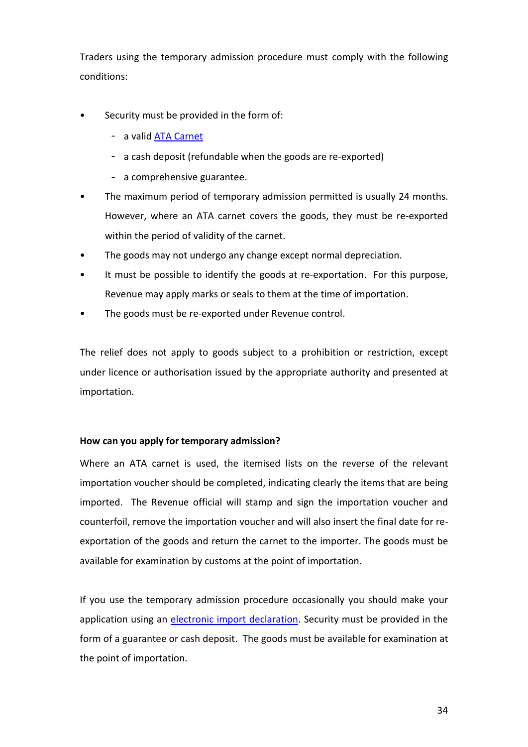Traders using the temporary admission procedure must comply with the following conditions:

- Security must be provided in the form of:
  - a valid [ATA Carnet]
  - a cash deposit (refundable when the goods are re-exported)
  - a comprehensive guarantee.
- The maximum period of temporary admission permitted is usually 24 months. However, where an ATA carnet covers the goods, they must be re-exported within the period of validity of the carnet.
- The goods may not undergo any change except normal depreciation.
- It must be possible to identify the goods at re-exportation. For this purpose, Revenue may apply marks or seals to them at the time of importation.
- The goods must be re-exported under Revenue control.

The relief does not apply to goods subject to a prohibition or restriction, except under licence or authorisation issued by the appropriate authority and presented at importation.

**How can you apply for temporary admission?**

Where an ATA carnet is used, the itemised lists on the reverse of the relevant importation voucher should be completed, indicating clearly the items that are being imported. The Revenue official will stamp and sign the importation voucher and counterfoil, remove the importation voucher and will also insert the final date for re-exportation of the goods and return the carnet to the importer. The goods must be available for examination by customs at the point of importation.

If you use the temporary admission procedure occasionally you should make your application using an electronic import declaration. Security must be provided in the form of a guarantee or cash deposit. The goods must be available for examination at the point of importation.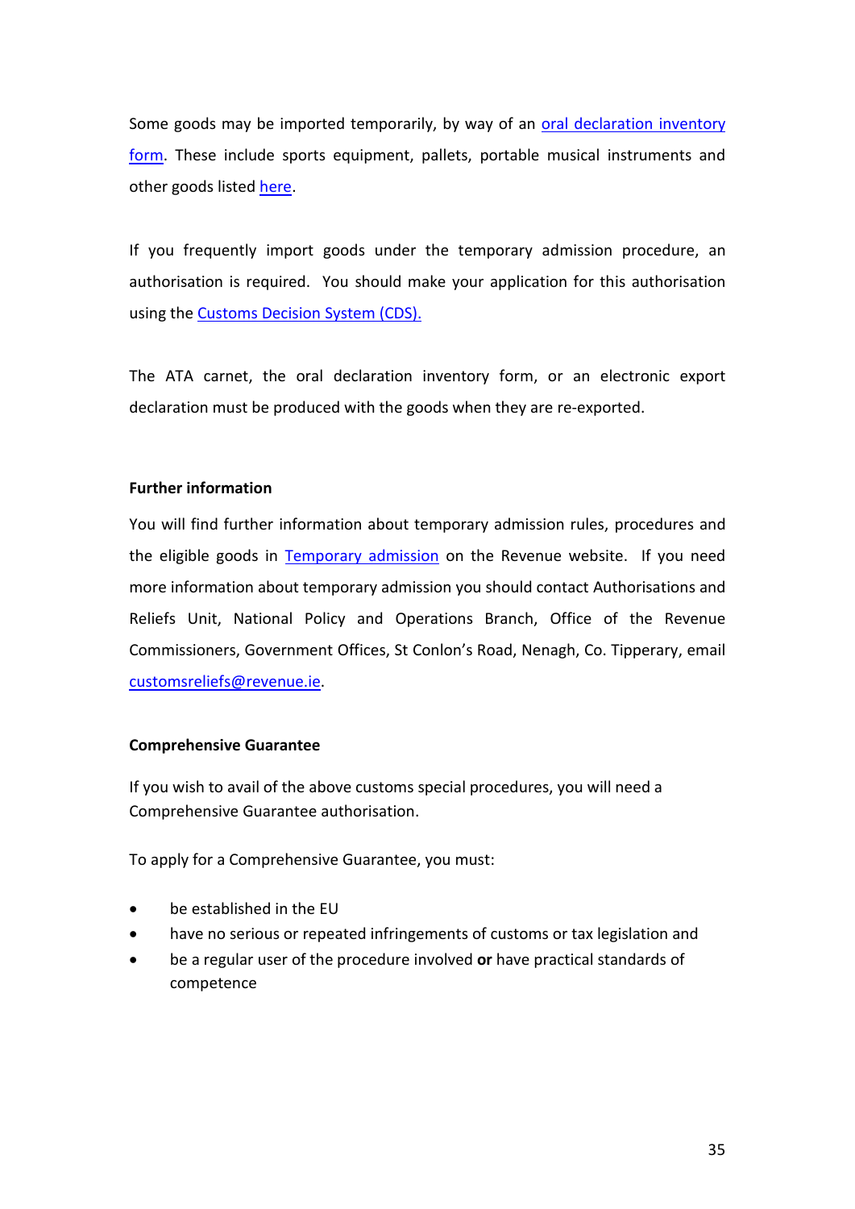Some goods may be imported temporarily, by way of an oral declaration inventory form. These include sports equipment, pallets, portable musical instruments and other goods listed here.

If you frequently import goods under the temporary admission procedure, an authorisation is required. You should make your application for this authorisation using the Customs Decision System (CDS).

The ATA carnet, the oral declaration inventory form, or an electronic export declaration must be produced with the goods when they are re-exported.

**Further information**

You will find further information about temporary admission rules, procedures and the eligible goods in Temporary admission on the Revenue website. If you need more information about temporary admission you should contact Authorisations and Reliefs Unit, National Policy and Operations Branch, Office of the Revenue Commissioners, Government Offices, St Conlon's Road, Nenagh, Co. Tipperary, email customsreliefs@revenue.ie.

**Comprehensive Guarantee**

If you wish to avail of the above customs special procedures, you will need a Comprehensive Guarantee authorisation.

To apply for a Comprehensive Guarantee, you must:

- be established in the EU
- have no serious or repeated infringements of customs or tax legislation and
- be a regular user of the procedure involved **or** have practical standards of competence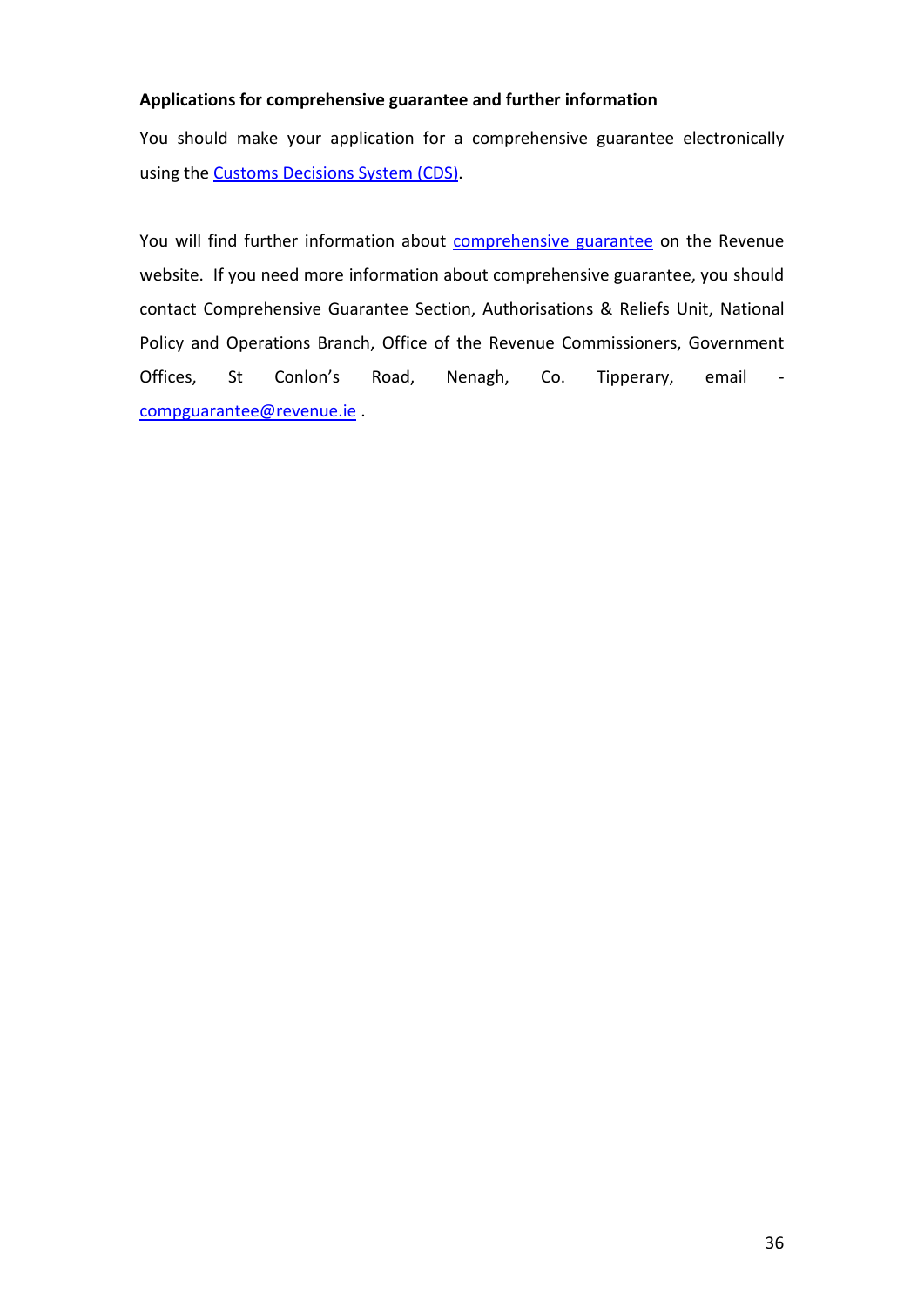**Applications for comprehensive guarantee and further information**

You should make your application for a comprehensive guarantee electronically using the Customs Decisions System (CDS).

You will find further information about comprehensive guarantee on the Revenue website. If you need more information about comprehensive guarantee, you should contact Comprehensive Guarantee Section, Authorisations & Reliefs Unit, National Policy and Operations Branch, Office of the Revenue Commissioners, Government Offices, St Conlon's Road, Nenagh, Co. Tipperary, email - compguarantee@revenue.ie .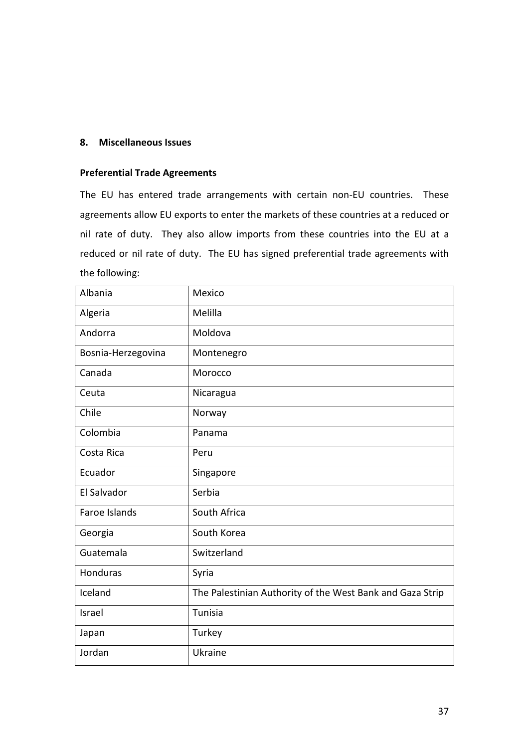## 8. Miscellaneous Issues

### Preferential Trade Agreements

The EU has entered trade arrangements with certain non-EU countries. These agreements allow EU exports to enter the markets of these countries at a reduced or nil rate of duty. They also allow imports from these countries into the EU at a reduced or nil rate of duty. The EU has signed preferential trade agreements with the following:

| | |
|---|---|
| Albania | Mexico |
| Algeria | Melilla |
| Andorra | Moldova |
| Bosnia-Herzegovina | Montenegro |
| Canada | Morocco |
| Ceuta | Nicaragua |
| Chile | Norway |
| Colombia | Panama |
| Costa Rica | Peru |
| Ecuador | Singapore |
| El Salvador | Serbia |
| Faroe Islands | South Africa |
| Georgia | South Korea |
| Guatemala | Switzerland |
| Honduras | Syria |
| Iceland | The Palestinian Authority of the West Bank and Gaza Strip |
| Israel | Tunisia |
| Japan | Turkey |
| Jordan | Ukraine |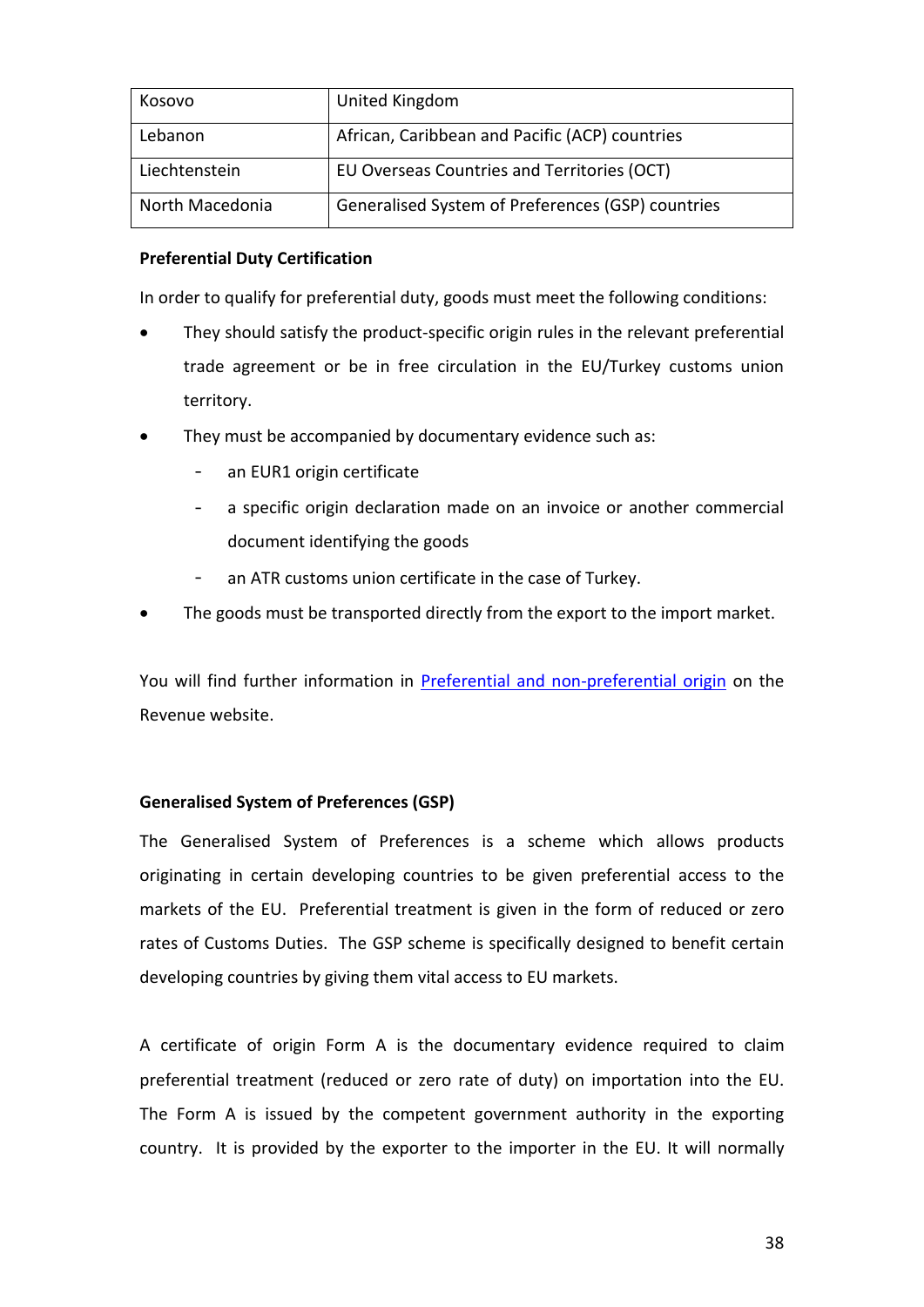| Kosovo | United Kingdom |
| --- | --- |
| Lebanon | African, Caribbean and Pacific (ACP) countries |
| Liechtenstein | EU Overseas Countries and Territories (OCT) |
| North Macedonia | Generalised System of Preferences (GSP) countries |

**Preferential Duty Certification**

In order to qualify for preferential duty, goods must meet the following conditions:

- They should satisfy the product-specific origin rules in the relevant preferential trade agreement or be in free circulation in the EU/Turkey customs union territory.
- They must be accompanied by documentary evidence such as:
    - an EUR1 origin certificate
    - a specific origin declaration made on an invoice or another commercial document identifying the goods
    - an ATR customs union certificate in the case of Turkey.
- The goods must be transported directly from the export to the import market.

You will find further information in [Preferential and non-preferential origin]() on the Revenue website.

**Generalised System of Preferences (GSP)**

The Generalised System of Preferences is a scheme which allows products originating in certain developing countries to be given preferential access to the markets of the EU. Preferential treatment is given in the form of reduced or zero rates of Customs Duties. The GSP scheme is specifically designed to benefit certain developing countries by giving them vital access to EU markets.

A certificate of origin Form A is the documentary evidence required to claim preferential treatment (reduced or zero rate of duty) on importation into the EU. The Form A is issued by the competent government authority in the exporting country. It is provided by the exporter to the importer in the EU. It will normally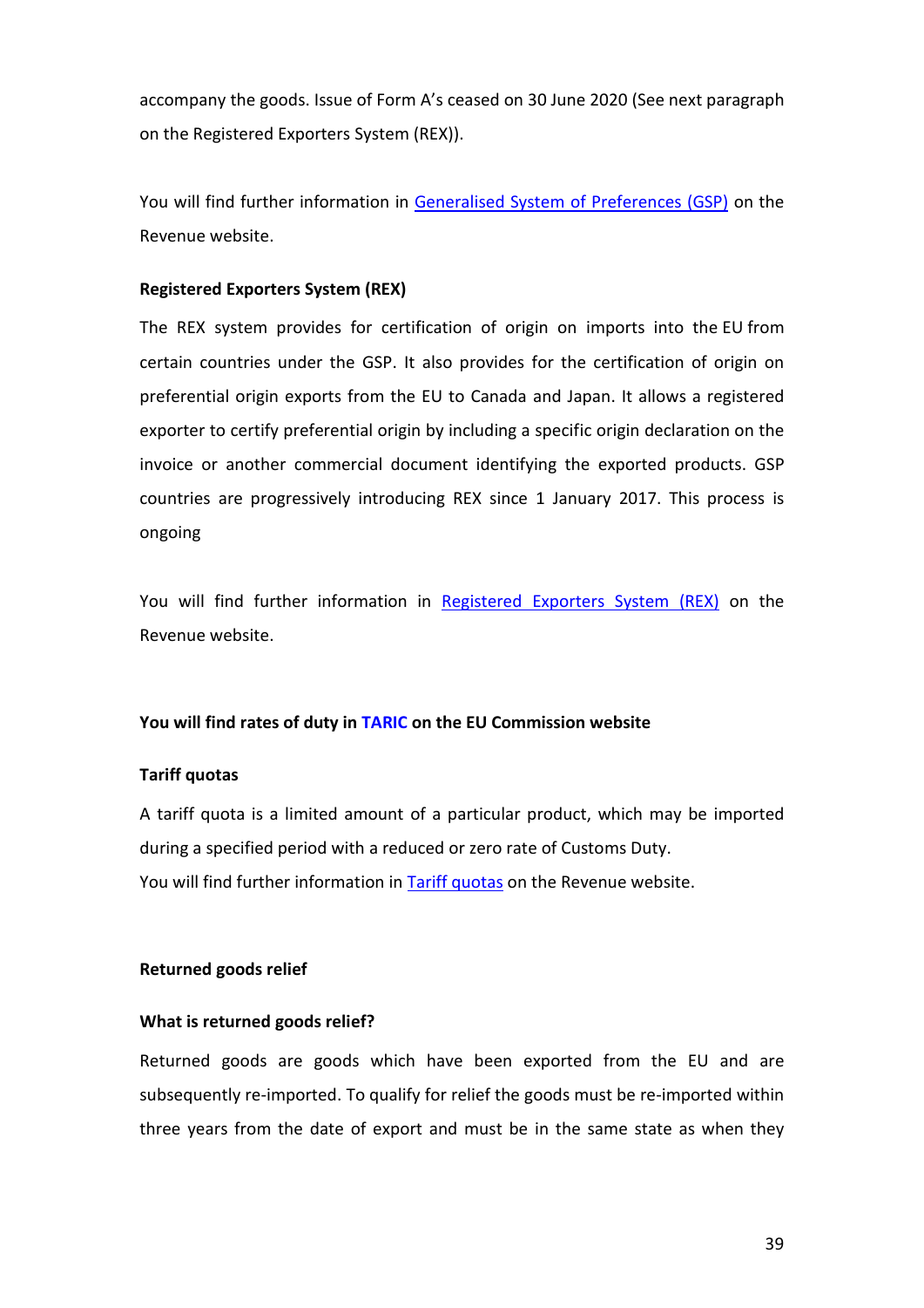accompany the goods. Issue of Form A's ceased on 30 June 2020 (See next paragraph on the Registered Exporters System (REX)).

You will find further information in Generalised System of Preferences (GSP) on the Revenue website.

**Registered Exporters System (REX)**

The REX system provides for certification of origin on imports into the EU from certain countries under the GSP. It also provides for the certification of origin on preferential origin exports from the EU to Canada and Japan. It allows a registered exporter to certify preferential origin by including a specific origin declaration on the invoice or another commercial document identifying the exported products. GSP countries are progressively introducing REX since 1 January 2017. This process is ongoing

You will find further information in Registered Exporters System (REX) on the Revenue website.

**You will find rates of duty in TARIC on the EU Commission website**

**Tariff quotas**

A tariff quota is a limited amount of a particular product, which may be imported during a specified period with a reduced or zero rate of Customs Duty.
You will find further information in Tariff quotas on the Revenue website.

**Returned goods relief**

**What is returned goods relief?**

Returned goods are goods which have been exported from the EU and are subsequently re-imported. To qualify for relief the goods must be re-imported within three years from the date of export and must be in the same state as when they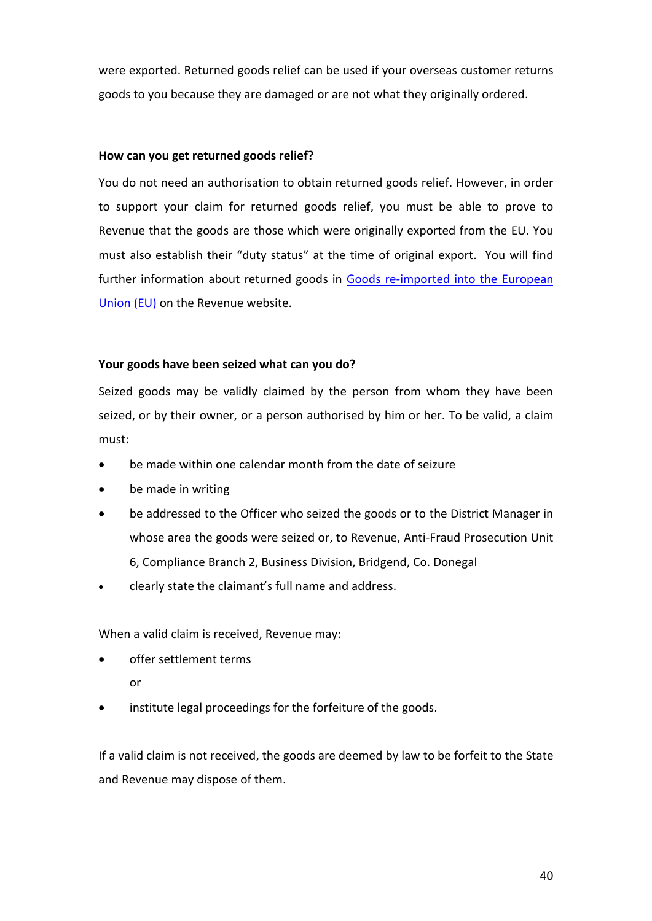were exported. Returned goods relief can be used if your overseas customer returns goods to you because they are damaged or are not what they originally ordered.

**How can you get returned goods relief?**

You do not need an authorisation to obtain returned goods relief. However, in order to support your claim for returned goods relief, you must be able to prove to Revenue that the goods are those which were originally exported from the EU. You must also establish their "duty status" at the time of original export. You will find further information about returned goods in [Goods re-imported into the European Union (EU)]() on the Revenue website.

**Your goods have been seized what can you do?**

Seized goods may be validly claimed by the person from whom they have been seized, or by their owner, or a person authorised by him or her. To be valid, a claim must:

- be made within one calendar month from the date of seizure
- be made in writing
- be addressed to the Officer who seized the goods or to the District Manager in whose area the goods were seized or, to Revenue, Anti-Fraud Prosecution Unit 6, Compliance Branch 2, Business Division, Bridgend, Co. Donegal
- clearly state the claimant's full name and address.

When a valid claim is received, Revenue may:

- offer settlement terms

  or

- institute legal proceedings for the forfeiture of the goods.

If a valid claim is not received, the goods are deemed by law to be forfeit to the State and Revenue may dispose of them.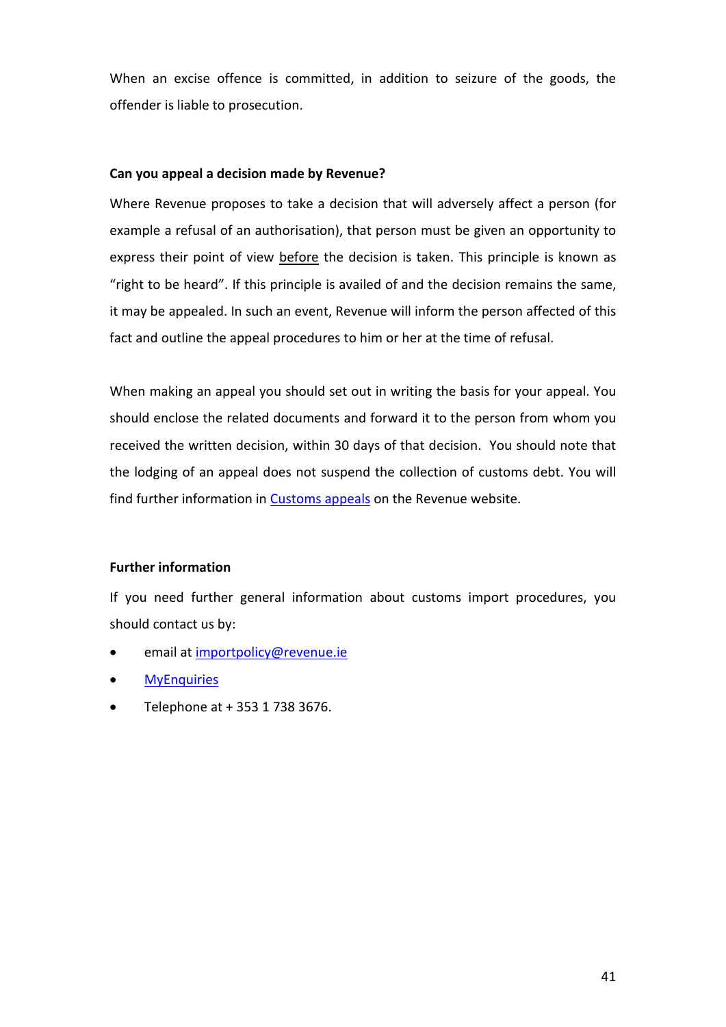When an excise offence is committed, in addition to seizure of the goods, the offender is liable to prosecution.

**Can you appeal a decision made by Revenue?**

Where Revenue proposes to take a decision that will adversely affect a person (for example a refusal of an authorisation), that person must be given an opportunity to express their point of view before the decision is taken. This principle is known as "right to be heard". If this principle is availed of and the decision remains the same, it may be appealed. In such an event, Revenue will inform the person affected of this fact and outline the appeal procedures to him or her at the time of refusal.

When making an appeal you should set out in writing the basis for your appeal. You should enclose the related documents and forward it to the person from whom you received the written decision, within 30 days of that decision. You should note that the lodging of an appeal does not suspend the collection of customs debt. You will find further information in Customs appeals on the Revenue website.

**Further information**

If you need further general information about customs import procedures, you should contact us by:

- email at importpolicy@revenue.ie
- MyEnquiries
- Telephone at + 353 1 738 3676.